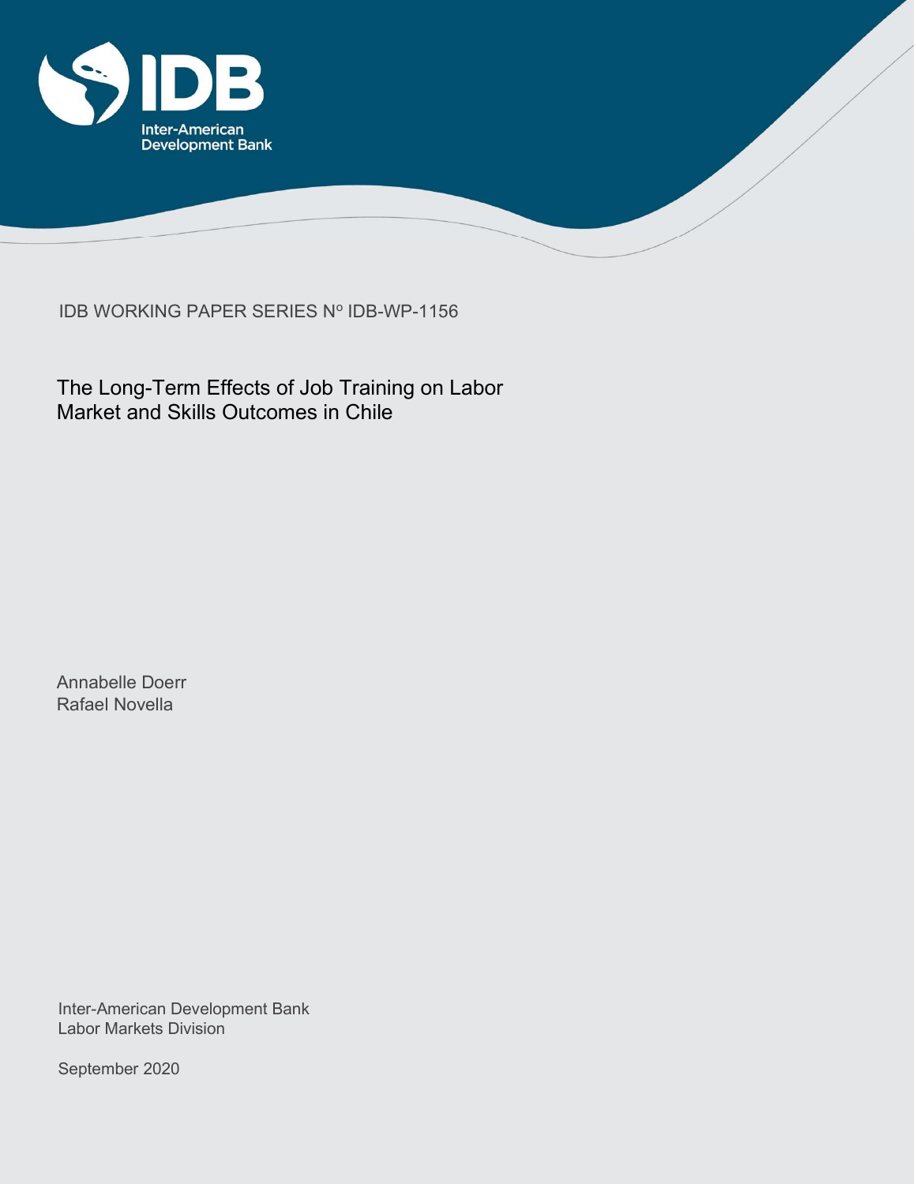IDB WORKING PAPER SERIES Nº IDB-WP-1156

# The Long-Term Effects of Job Training on Labor Market and Skills Outcomes in Chile

Annabelle Doerr
Rafael Novella

Inter-American Development Bank
Labor Markets Division

September 2020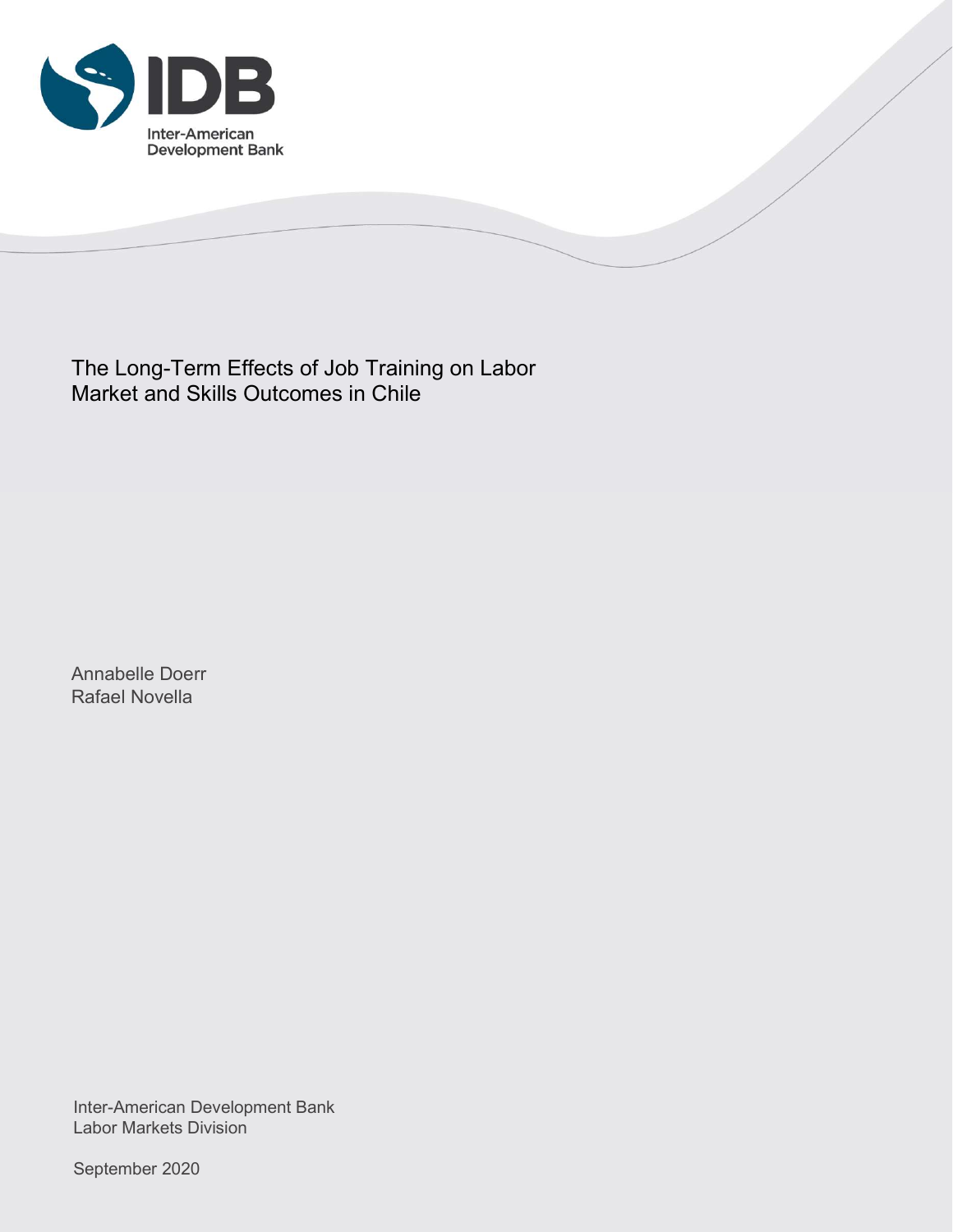Inter-American
Development Bank

# The Long-Term Effects of Job Training on Labor Market and Skills Outcomes in Chile

Annabelle Doerr
Rafael Novella

Inter-American Development Bank
Labor Markets Division

September 2020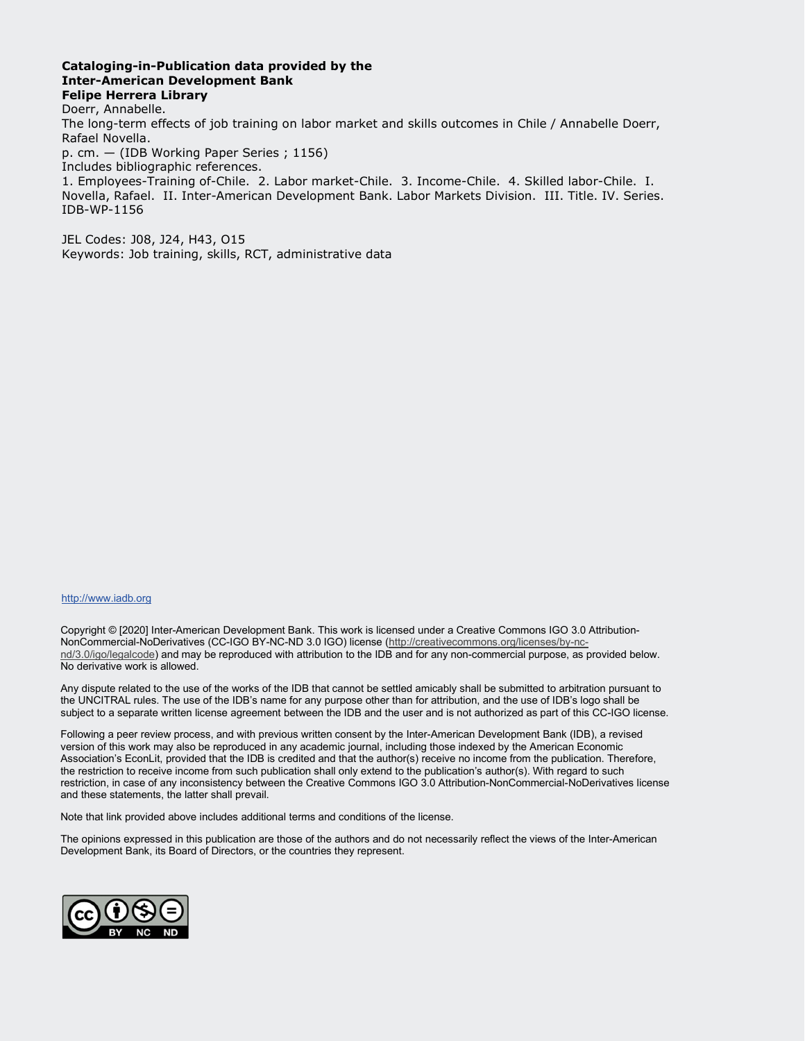**Cataloging-in-Publication data provided by the Inter-American Development Bank Felipe Herrera Library**

Doerr, Annabelle.

The long-term effects of job training on labor market and skills outcomes in Chile / Annabelle Doerr, Rafael Novella.

p. cm. — (IDB Working Paper Series ; 1156)

Includes bibliographic references.

1. Employees-Training of-Chile. 2. Labor market-Chile. 3. Income-Chile. 4. Skilled labor-Chile. I. Novella, Rafael. II. Inter-American Development Bank. Labor Markets Division. III. Title. IV. Series. IDB-WP-1156

JEL Codes: J08, J24, H43, O15

Keywords: Job training, skills, RCT, administrative data

http://www.iadb.org

Copyright © [2020] Inter-American Development Bank. This work is licensed under a Creative Commons IGO 3.0 Attribution-NonCommercial-NoDerivatives (CC-IGO BY-NC-ND 3.0 IGO) license (http://creativecommons.org/licenses/by-nc-nd/3.0/igo/legalcode) and may be reproduced with attribution to the IDB and for any non-commercial purpose, as provided below. No derivative work is allowed.

Any dispute related to the use of the works of the IDB that cannot be settled amicably shall be submitted to arbitration pursuant to the UNCITRAL rules. The use of the IDB's name for any purpose other than for attribution, and the use of IDB's logo shall be subject to a separate written license agreement between the IDB and the user and is not authorized as part of this CC-IGO license.

Following a peer review process, and with previous written consent by the Inter-American Development Bank (IDB), a revised version of this work may also be reproduced in any academic journal, including those indexed by the American Economic Association's EconLit, provided that the IDB is credited and that the author(s) receive no income from the publication. Therefore, the restriction to receive income from such publication shall only extend to the publication's author(s). With regard to such restriction, in case of any inconsistency between the Creative Commons IGO 3.0 Attribution-NonCommercial-NoDerivatives license and these statements, the latter shall prevail.

Note that link provided above includes additional terms and conditions of the license.

The opinions expressed in this publication are those of the authors and do not necessarily reflect the views of the Inter-American Development Bank, its Board of Directors, or the countries they represent.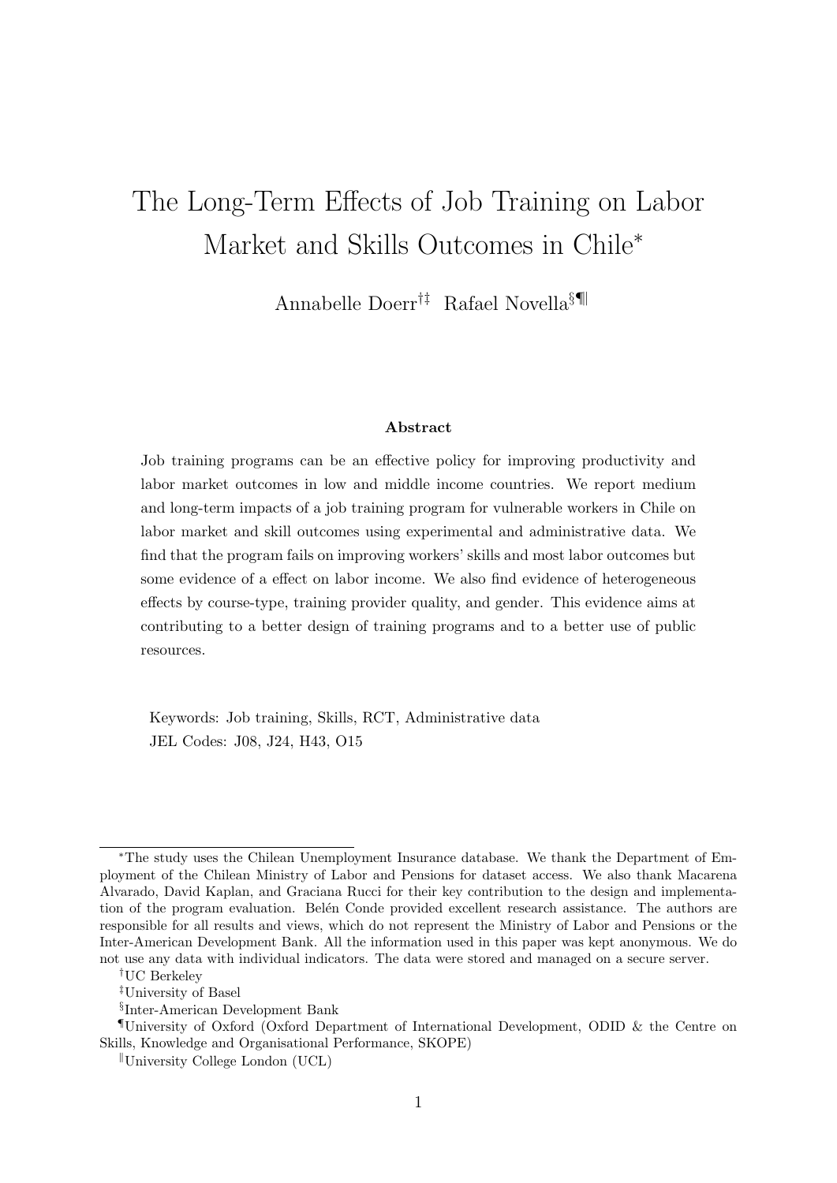# The Long-Term Effects of Job Training on Labor Market and Skills Outcomes in Chile[*]

Annabelle Doerr[†‡] Rafael Novella[§¶‖]

**Abstract**

Job training programs can be an effective policy for improving productivity and labor market outcomes in low and middle income countries. We report medium and long-term impacts of a job training program for vulnerable workers in Chile on labor market and skill outcomes using experimental and administrative data. We find that the program fails on improving workers' skills and most labor outcomes but some evidence of a effect on labor income. We also find evidence of heterogeneous effects by course-type, training provider quality, and gender. This evidence aims at contributing to a better design of training programs and to a better use of public resources.

Keywords: Job training, Skills, RCT, Administrative data
JEL Codes: J08, J24, H43, O15

---

[*]The study uses the Chilean Unemployment Insurance database. We thank the Department of Employment of the Chilean Ministry of Labor and Pensions for dataset access. We also thank Macarena Alvarado, David Kaplan, and Graciana Rucci for their key contribution to the design and implementation of the program evaluation. Belén Conde provided excellent research assistance. The authors are responsible for all results and views, which do not represent the Ministry of Labor and Pensions or the Inter-American Development Bank. All the information used in this paper was kept anonymous. We do not use any data with individual indicators. The data were stored and managed on a secure server.

[†]UC Berkeley

[‡]University of Basel

[§]Inter-American Development Bank

[¶]University of Oxford (Oxford Department of International Development, ODID & the Centre on Skills, Knowledge and Organisational Performance, SKOPE)

[‖]University College London (UCL)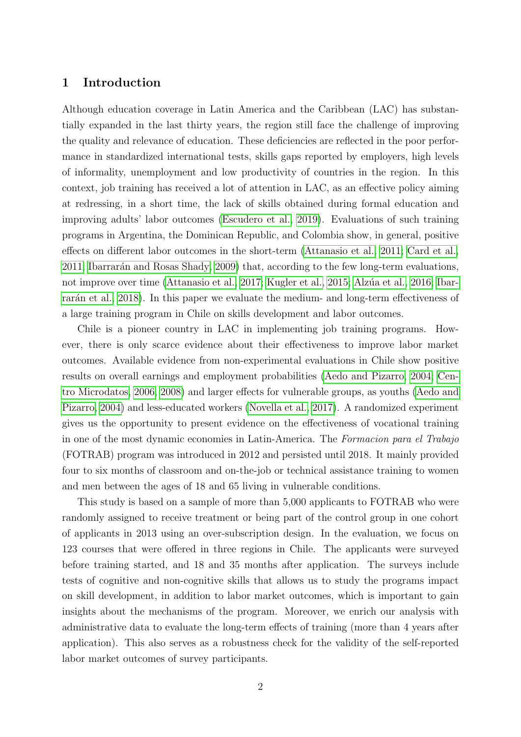# 1 Introduction

Although education coverage in Latin America and the Caribbean (LAC) has substantially expanded in the last thirty years, the region still face the challenge of improving the quality and relevance of education. These deficiencies are reflected in the poor performance in standardized international tests, skills gaps reported by employers, high levels of informality, unemployment and low productivity of countries in the region. In this context, job training has received a lot of attention in LAC, as an effective policy aiming at redressing, in a short time, the lack of skills obtained during formal education and improving adults' labor outcomes (Escudero et al., 2019). Evaluations of such training programs in Argentina, the Dominican Republic, and Colombia show, in general, positive effects on different labor outcomes in the short-term (Attanasio et al., 2011; Card et al., 2011; Ibarrarán and Rosas Shady, 2009) that, according to the few long-term evaluations, not improve over time (Attanasio et al., 2017; Kugler et al., 2015; Alzúa et al., 2016; Ibarrarán et al., 2018). In this paper we evaluate the medium- and long-term effectiveness of a large training program in Chile on skills development and labor outcomes.

Chile is a pioneer country in LAC in implementing job training programs. However, there is only scarce evidence about their effectiveness to improve labor market outcomes. Available evidence from non-experimental evaluations in Chile show positive results on overall earnings and employment probabilities (Aedo and Pizarro, 2004; Centro Microdatos, 2006, 2008) and larger effects for vulnerable groups, as youths (Aedo and Pizarro, 2004) and less-educated workers (Novella et al., 2017). A randomized experiment gives us the opportunity to present evidence on the effectiveness of vocational training in one of the most dynamic economies in Latin-America. The *Formacion para el Trabajo* (FOTRAB) program was introduced in 2012 and persisted until 2018. It mainly provided four to six months of classroom and on-the-job or technical assistance training to women and men between the ages of 18 and 65 living in vulnerable conditions.

This study is based on a sample of more than 5,000 applicants to FOTRAB who were randomly assigned to receive treatment or being part of the control group in one cohort of applicants in 2013 using an over-subscription design. In the evaluation, we focus on 123 courses that were offered in three regions in Chile. The applicants were surveyed before training started, and 18 and 35 months after application. The surveys include tests of cognitive and non-cognitive skills that allows us to study the programs impact on skill development, in addition to labor market outcomes, which is important to gain insights about the mechanisms of the program. Moreover, we enrich our analysis with administrative data to evaluate the long-term effects of training (more than 4 years after application). This also serves as a robustness check for the validity of the self-reported labor market outcomes of survey participants.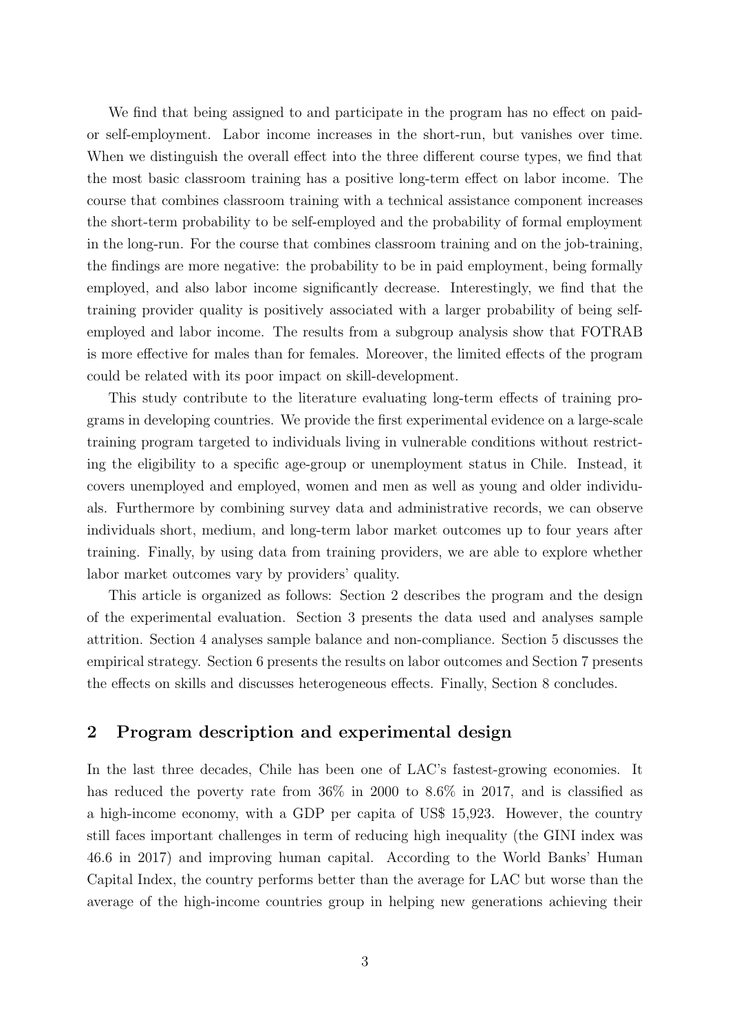We find that being assigned to and participate in the program has no effect on paid- or self-employment. Labor income increases in the short-run, but vanishes over time. When we distinguish the overall effect into the three different course types, we find that the most basic classroom training has a positive long-term effect on labor income. The course that combines classroom training with a technical assistance component increases the short-term probability to be self-employed and the probability of formal employment in the long-run. For the course that combines classroom training and on the job-training, the findings are more negative: the probability to be in paid employment, being formally employed, and also labor income significantly decrease. Interestingly, we find that the training provider quality is positively associated with a larger probability of being self-employed and labor income. The results from a subgroup analysis show that FOTRAB is more effective for males than for females. Moreover, the limited effects of the program could be related with its poor impact on skill-development.

This study contribute to the literature evaluating long-term effects of training programs in developing countries. We provide the first experimental evidence on a large-scale training program targeted to individuals living in vulnerable conditions without restricting the eligibility to a specific age-group or unemployment status in Chile. Instead, it covers unemployed and employed, women and men as well as young and older individuals. Furthermore by combining survey data and administrative records, we can observe individuals short, medium, and long-term labor market outcomes up to four years after training. Finally, by using data from training providers, we are able to explore whether labor market outcomes vary by providers' quality.

This article is organized as follows: Section 2 describes the program and the design of the experimental evaluation. Section 3 presents the data used and analyses sample attrition. Section 4 analyses sample balance and non-compliance. Section 5 discusses the empirical strategy. Section 6 presents the results on labor outcomes and Section 7 presents the effects on skills and discusses heterogeneous effects. Finally, Section 8 concludes.

## 2 Program description and experimental design

In the last three decades, Chile has been one of LAC's fastest-growing economies. It has reduced the poverty rate from 36% in 2000 to 8.6% in 2017, and is classified as a high-income economy, with a GDP per capita of US$ 15,923. However, the country still faces important challenges in term of reducing high inequality (the GINI index was 46.6 in 2017) and improving human capital. According to the World Banks' Human Capital Index, the country performs better than the average for LAC but worse than the average of the high-income countries group in helping new generations achieving their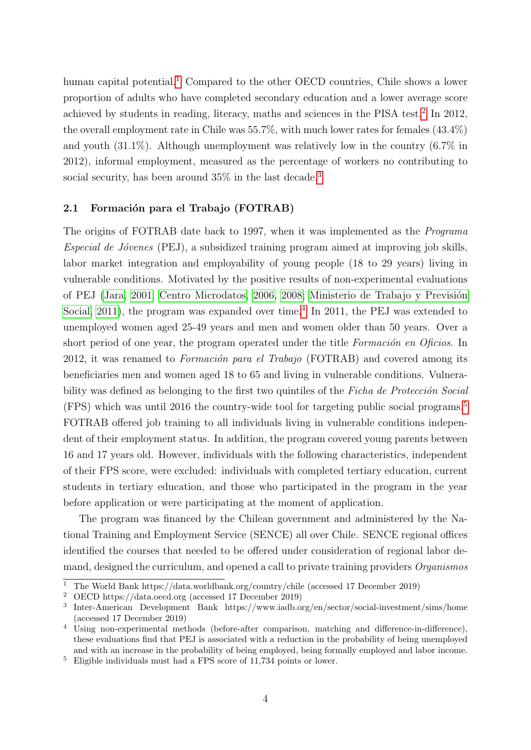human capital potential.[1] Compared to the other OECD countries, Chile shows a lower proportion of adults who have completed secondary education and a lower average score achieved by students in reading, literacy, maths and sciences in the PISA test.[2] In 2012, the overall employment rate in Chile was 55.7%, with much lower rates for females (43.4%) and youth (31.1%). Although unemployment was relatively low in the country (6.7% in 2012), informal employment, measured as the percentage of workers no contributing to social security, has been around 35% in the last decade.[3]

### 2.1 Formación para el Trabajo (FOTRAB)

The origins of FOTRAB date back to 1997, when it was implemented as the *Programa Especial de Jóvenes* (PEJ), a subsidized training program aimed at improving job skills, labor market integration and employability of young people (18 to 29 years) living in vulnerable conditions. Motivated by the positive results of non-experimental evaluations of PEJ (Jara, 2001; Centro Microdatos, 2006, 2008; Ministerio de Trabajo y Previsión Social, 2011), the program was expanded over time.[4] In 2011, the PEJ was extended to unemployed women aged 25-49 years and men and women older than 50 years. Over a short period of one year, the program operated under the title *Formación en Oficios*. In 2012, it was renamed to *Formación para el Trabajo* (FOTRAB) and covered among its beneficiaries men and women aged 18 to 65 and living in vulnerable conditions. Vulnerability was defined as belonging to the first two quintiles of the *Ficha de Protección Social* (FPS) which was until 2016 the country-wide tool for targeting public social programs.[5] FOTRAB offered job training to all individuals living in vulnerable conditions independent of their employment status. In addition, the program covered young parents between 16 and 17 years old. However, individuals with the following characteristics, independent of their FPS score, were excluded: individuals with completed tertiary education, current students in tertiary education, and those who participated in the program in the year before application or were participating at the moment of application.

The program was financed by the Chilean government and administered by the National Training and Employment Service (SENCE) all over Chile. SENCE regional offices identified the courses that needed to be offered under consideration of regional labor demand, designed the curriculum, and opened a call to private training providers *Organismos*

---

[1] The World Bank https://data.worldbank.org/country/chile (accessed 17 December 2019)

[2] OECD https://data.oecd.org (accessed 17 December 2019)

[3] Inter-American Development Bank https://www.iadb.org/en/sector/social-investment/sims/home (accessed 17 December 2019)

[4] Using non-experimental methods (before-after comparison, matching and difference-in-difference), these evaluations find that PEJ is associated with a reduction in the probability of being unemployed and with an increase in the probability of being employed, being formally employed and labor income.

[5] Eligible individuals must had a FPS score of 11,734 points or lower.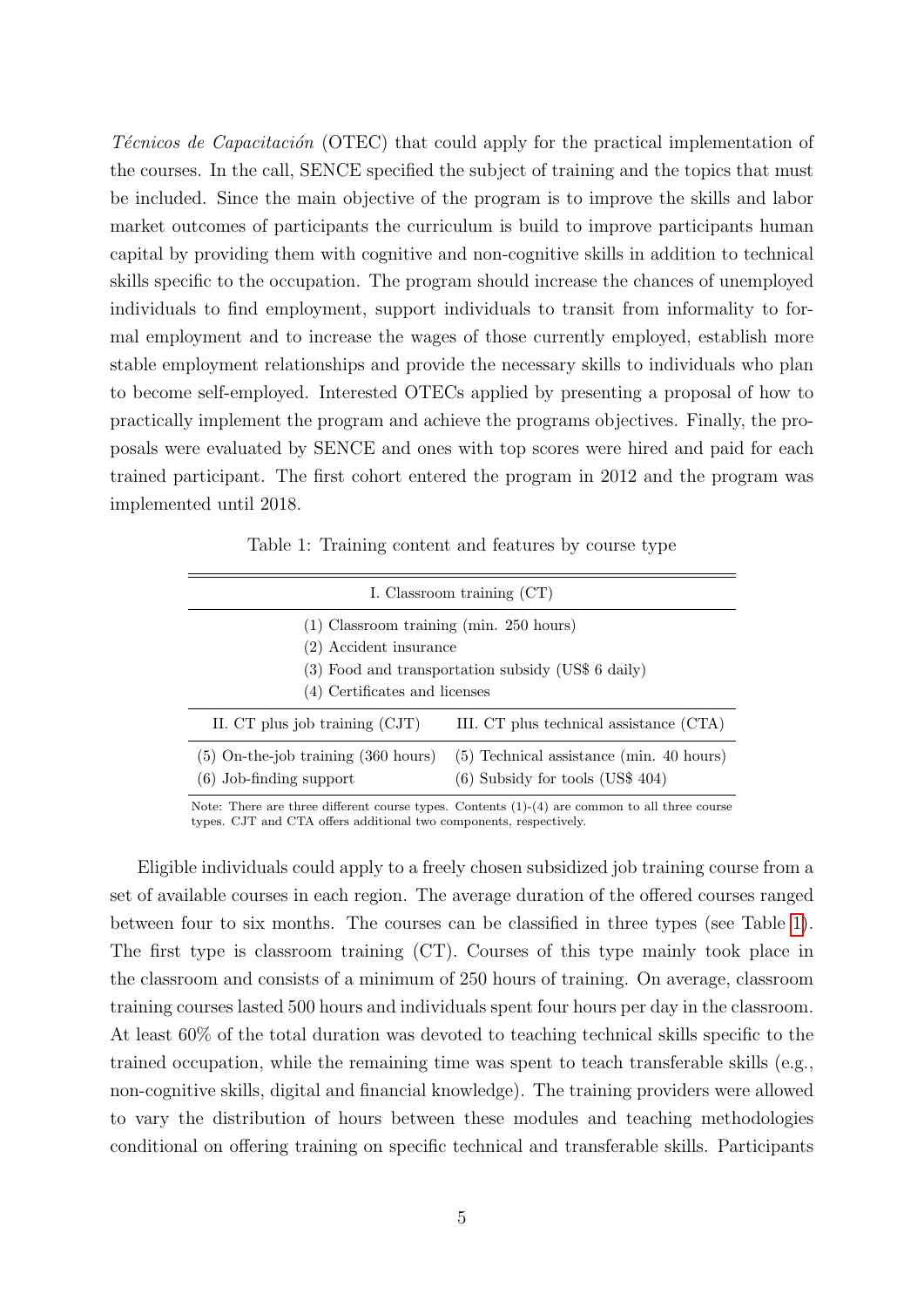*Técnicos de Capacitación* (OTEC) that could apply for the practical implementation of the courses. In the call, SENCE specified the subject of training and the topics that must be included. Since the main objective of the program is to improve the skills and labor market outcomes of participants the curriculum is build to improve participants human capital by providing them with cognitive and non-cognitive skills in addition to technical skills specific to the occupation. The program should increase the chances of unemployed individuals to find employment, support individuals to transit from informality to formal employment and to increase the wages of those currently employed, establish more stable employment relationships and provide the necessary skills to individuals who plan to become self-employed. Interested OTECs applied by presenting a proposal of how to practically implement the program and achieve the programs objectives. Finally, the proposals were evaluated by SENCE and ones with top scores were hired and paid for each trained participant. The first cohort entered the program in 2012 and the program was implemented until 2018.

Table 1: Training content and features by course type

| I. Classroom training (CT) | |
|---|---|
| (1) Classroom training (min. 250 hours)<br>(2) Accident insurance<br>(3) Food and transportation subsidy (US$ 6 daily)<br>(4) Certificates and licenses | |
| **II. CT plus job training (CJT)** | **III. CT plus technical assistance (CTA)** |
| (5) On-the-job training (360 hours) | (5) Technical assistance (min. 40 hours) |
| (6) Job-finding support | (6) Subsidy for tools (US$ 404) |

Note: There are three different course types. Contents (1)-(4) are common to all three course types. CJT and CTA offers additional two components, respectively.

Eligible individuals could apply to a freely chosen subsidized job training course from a set of available courses in each region. The average duration of the offered courses ranged between four to six months. The courses can be classified in three types (see Table 1). The first type is classroom training (CT). Courses of this type mainly took place in the classroom and consists of a minimum of 250 hours of training. On average, classroom training courses lasted 500 hours and individuals spent four hours per day in the classroom. At least 60% of the total duration was devoted to teaching technical skills specific to the trained occupation, while the remaining time was spent to teach transferable skills (e.g., non-cognitive skills, digital and financial knowledge). The training providers were allowed to vary the distribution of hours between these modules and teaching methodologies conditional on offering training on specific technical and transferable skills. Participants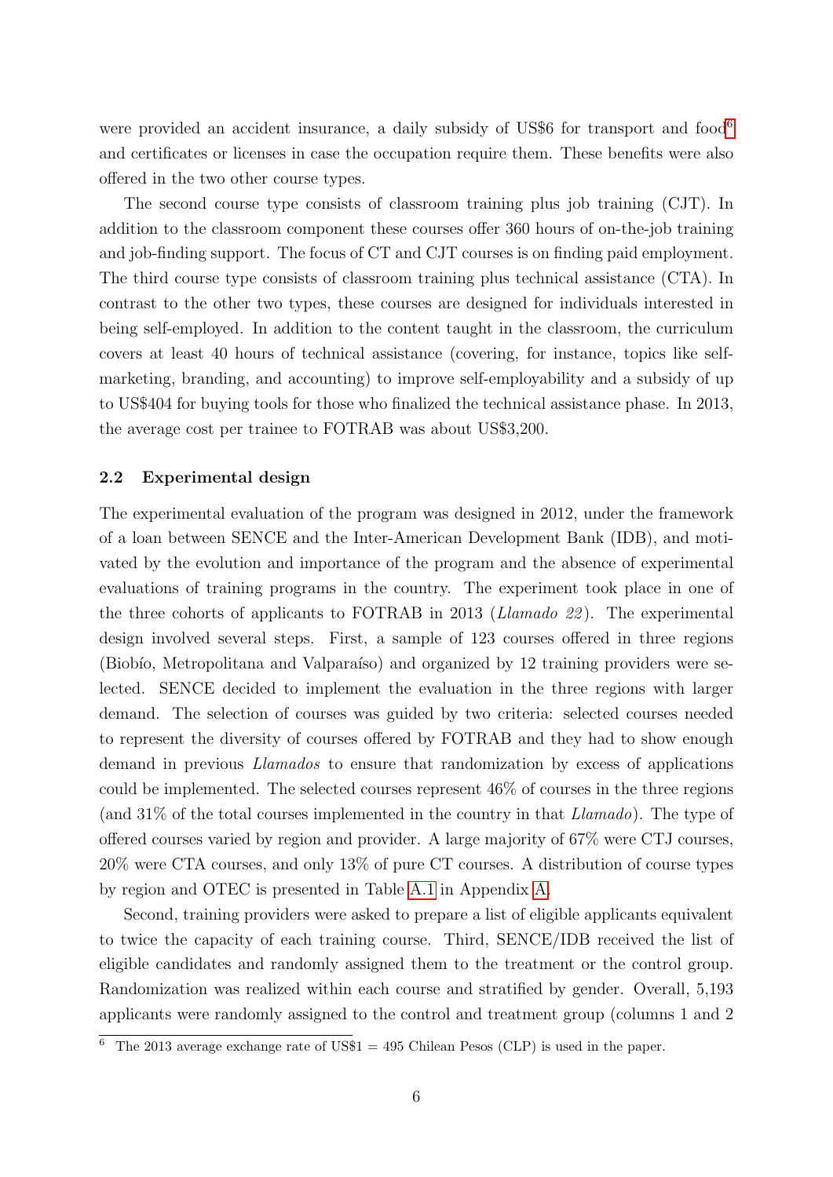were provided an accident insurance, a daily subsidy of US$6 for transport and food[6] and certificates or licenses in case the occupation require them. These benefits were also offered in the two other course types.

The second course type consists of classroom training plus job training (CJT). In addition to the classroom component these courses offer 360 hours of on-the-job training and job-finding support. The focus of CT and CJT courses is on finding paid employment. The third course type consists of classroom training plus technical assistance (CTA). In contrast to the other two types, these courses are designed for individuals interested in being self-employed. In addition to the content taught in the classroom, the curriculum covers at least 40 hours of technical assistance (covering, for instance, topics like self-marketing, branding, and accounting) to improve self-employability and a subsidy of up to US$404 for buying tools for those who finalized the technical assistance phase. In 2013, the average cost per trainee to FOTRAB was about US$3,200.

### 2.2 Experimental design

The experimental evaluation of the program was designed in 2012, under the framework of a loan between SENCE and the Inter-American Development Bank (IDB), and motivated by the evolution and importance of the program and the absence of experimental evaluations of training programs in the country. The experiment took place in one of the three cohorts of applicants to FOTRAB in 2013 (*Llamado 22*). The experimental design involved several steps. First, a sample of 123 courses offered in three regions (Biobío, Metropolitana and Valparaíso) and organized by 12 training providers were selected. SENCE decided to implement the evaluation in the three regions with larger demand. The selection of courses was guided by two criteria: selected courses needed to represent the diversity of courses offered by FOTRAB and they had to show enough demand in previous *Llamados* to ensure that randomization by excess of applications could be implemented. The selected courses represent 46% of courses in the three regions (and 31% of the total courses implemented in the country in that *Llamado*). The type of offered courses varied by region and provider. A large majority of 67% were CTJ courses, 20% were CTA courses, and only 13% of pure CT courses. A distribution of course types by region and OTEC is presented in Table A.1 in Appendix A.

Second, training providers were asked to prepare a list of eligible applicants equivalent to twice the capacity of each training course. Third, SENCE/IDB received the list of eligible candidates and randomly assigned them to the treatment or the control group. Randomization was realized within each course and stratified by gender. Overall, 5,193 applicants were randomly assigned to the control and treatment group (columns 1 and 2

[6] The 2013 average exchange rate of US$1 = 495 Chilean Pesos (CLP) is used in the paper.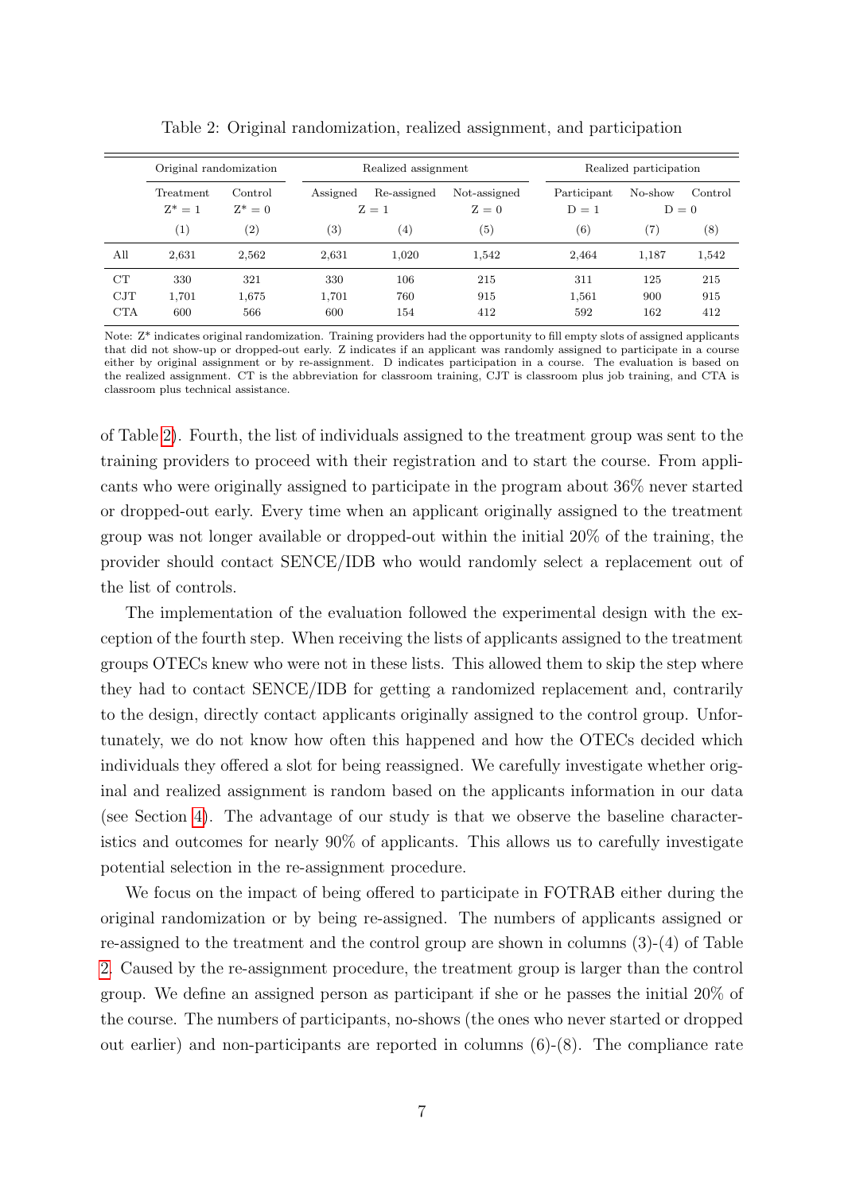Table 2: Original randomization, realized assignment, and participation

| | Original randomization | | Realized assignment | | | Realized participation | | |
|---|---|---|---|---|---|---|---|---|
| | Treatment | Control | Assigned | Re-assigned | Not-assigned | Participant | No-show | Control |
| | $Z^* = 1$ | $Z^* = 0$ | $Z = 1$ | | $Z = 0$ | $D = 1$ | $D = 0$ | |
| | (1) | (2) | (3) | (4) | (5) | (6) | (7) | (8) |
| All | 2,631 | 2,562 | 2,631 | 1,020 | 1,542 | 2,464 | 1,187 | 1,542 |
| CT | 330 | 321 | 330 | 106 | 215 | 311 | 125 | 215 |
| CJT | 1,701 | 1,675 | 1,701 | 760 | 915 | 1,561 | 900 | 915 |
| CTA | 600 | 566 | 600 | 154 | 412 | 592 | 162 | 412 |

Note: Z* indicates original randomization. Training providers had the opportunity to fill empty slots of assigned applicants that did not show-up or dropped-out early. Z indicates if an applicant was randomly assigned to participate in a course either by original assignment or by re-assignment. D indicates participation in a course. The evaluation is based on the realized assignment. CT is the abbreviation for classroom training, CJT is classroom plus job training, and CTA is classroom plus technical assistance.

of Table 2). Fourth, the list of individuals assigned to the treatment group was sent to the training providers to proceed with their registration and to start the course. From applicants who were originally assigned to participate in the program about 36% never started or dropped-out early. Every time when an applicant originally assigned to the treatment group was not longer available or dropped-out within the initial 20% of the training, the provider should contact SENCE/IDB who would randomly select a replacement out of the list of controls.

The implementation of the evaluation followed the experimental design with the exception of the fourth step. When receiving the lists of applicants assigned to the treatment groups OTECs knew who were not in these lists. This allowed them to skip the step where they had to contact SENCE/IDB for getting a randomized replacement and, contrarily to the design, directly contact applicants originally assigned to the control group. Unfortunately, we do not know how often this happened and how the OTECs decided which individuals they offered a slot for being reassigned. We carefully investigate whether original and realized assignment is random based on the applicants information in our data (see Section 4). The advantage of our study is that we observe the baseline characteristics and outcomes for nearly 90% of applicants. This allows us to carefully investigate potential selection in the re-assignment procedure.

We focus on the impact of being offered to participate in FOTRAB either during the original randomization or by being re-assigned. The numbers of applicants assigned or re-assigned to the treatment and the control group are shown in columns (3)-(4) of Table 2. Caused by the re-assignment procedure, the treatment group is larger than the control group. We define an assigned person as participant if she or he passes the initial 20% of the course. The numbers of participants, no-shows (the ones who never started or dropped out earlier) and non-participants are reported in columns (6)-(8). The compliance rate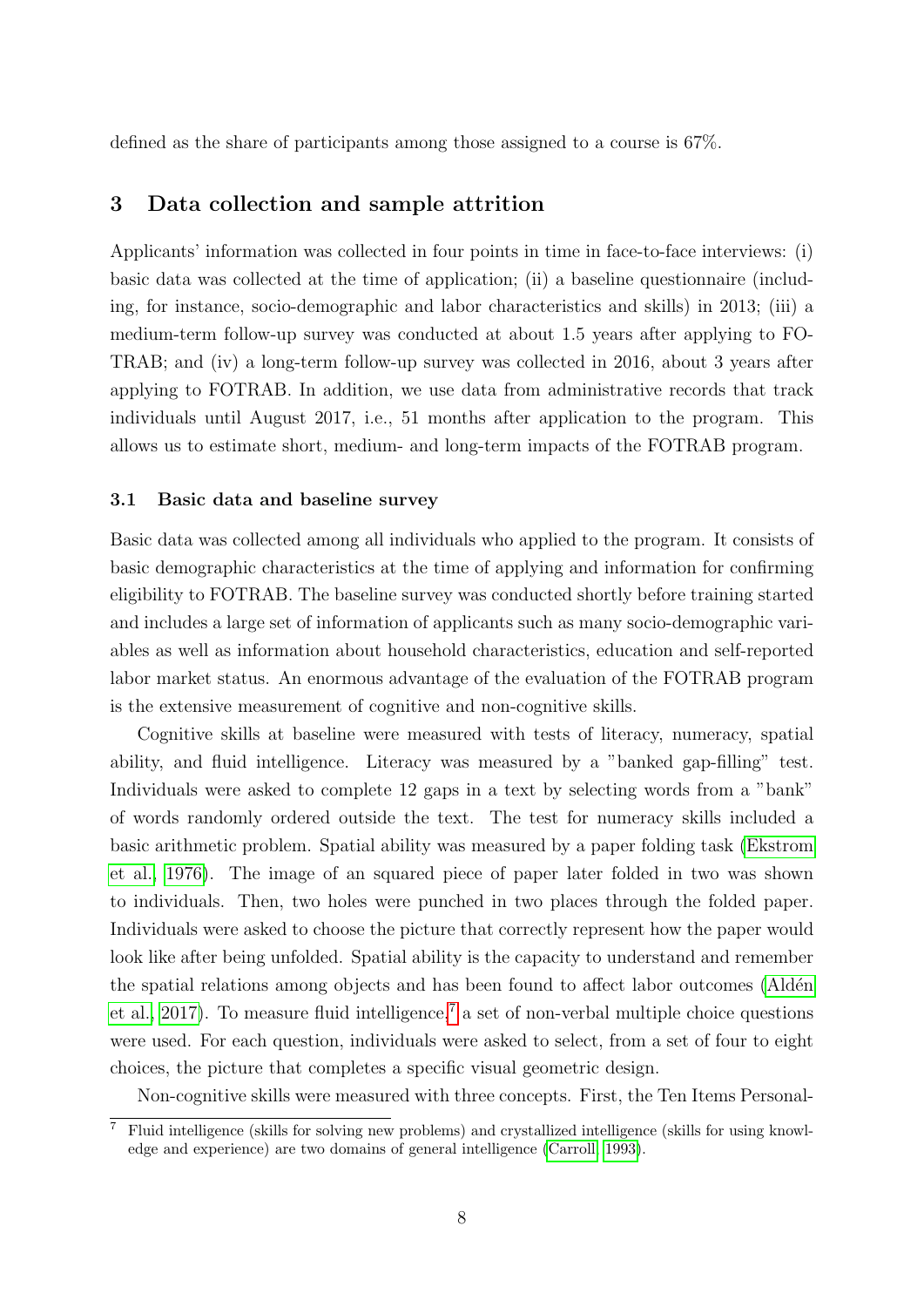defined as the share of participants among those assigned to a course is 67%.

## 3 Data collection and sample attrition

Applicants' information was collected in four points in time in face-to-face interviews: (i) basic data was collected at the time of application; (ii) a baseline questionnaire (including, for instance, socio-demographic and labor characteristics and skills) in 2013; (iii) a medium-term follow-up survey was conducted at about 1.5 years after applying to FOTRAB; and (iv) a long-term follow-up survey was collected in 2016, about 3 years after applying to FOTRAB. In addition, we use data from administrative records that track individuals until August 2017, i.e., 51 months after application to the program. This allows us to estimate short, medium- and long-term impacts of the FOTRAB program.

### 3.1 Basic data and baseline survey

Basic data was collected among all individuals who applied to the program. It consists of basic demographic characteristics at the time of applying and information for confirming eligibility to FOTRAB. The baseline survey was conducted shortly before training started and includes a large set of information of applicants such as many socio-demographic variables as well as information about household characteristics, education and self-reported labor market status. An enormous advantage of the evaluation of the FOTRAB program is the extensive measurement of cognitive and non-cognitive skills.

Cognitive skills at baseline were measured with tests of literacy, numeracy, spatial ability, and fluid intelligence. Literacy was measured by a "banked gap-filling" test. Individuals were asked to complete 12 gaps in a text by selecting words from a "bank" of words randomly ordered outside the text. The test for numeracy skills included a basic arithmetic problem. Spatial ability was measured by a paper folding task (Ekstrom et al., 1976). The image of an squared piece of paper later folded in two was shown to individuals. Then, two holes were punched in two places through the folded paper. Individuals were asked to choose the picture that correctly represent how the paper would look like after being unfolded. Spatial ability is the capacity to understand and remember the spatial relations among objects and has been found to affect labor outcomes (Aldén et al., 2017). To measure fluid intelligence,[7] a set of non-verbal multiple choice questions were used. For each question, individuals were asked to select, from a set of four to eight choices, the picture that completes a specific visual geometric design.

Non-cognitive skills were measured with three concepts. First, the Ten Items Personal-

[7] Fluid intelligence (skills for solving new problems) and crystallized intelligence (skills for using knowledge and experience) are two domains of general intelligence (Carroll, 1993).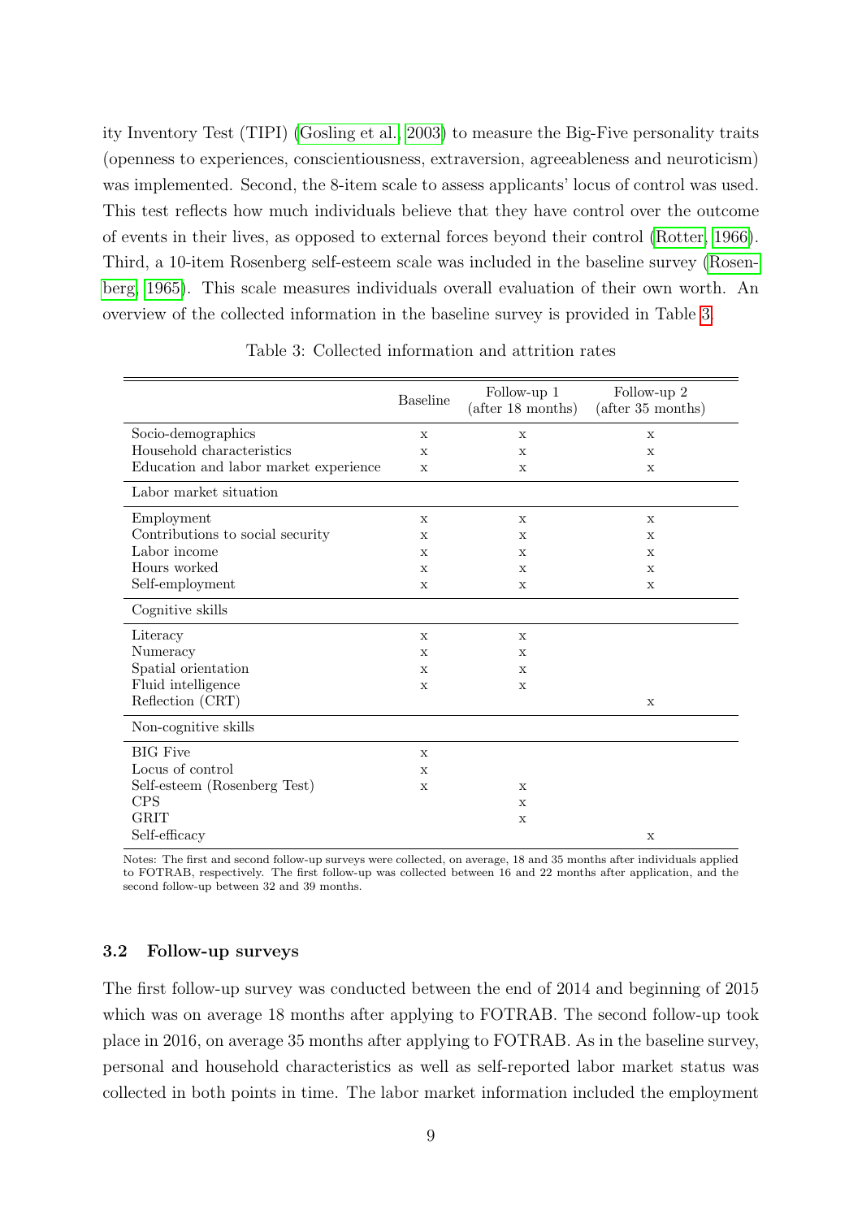ity Inventory Test (TIPI) (Gosling et al., 2003) to measure the Big-Five personality traits (openness to experiences, conscientiousness, extraversion, agreeableness and neuroticism) was implemented. Second, the 8-item scale to assess applicants' locus of control was used. This test reflects how much individuals believe that they have control over the outcome of events in their lives, as opposed to external forces beyond their control (Rotter, 1966). Third, a 10-item Rosenberg self-esteem scale was included in the baseline survey (Rosenberg, 1965). This scale measures individuals overall evaluation of their own worth. An overview of the collected information in the baseline survey is provided in Table 3.

Table 3: Collected information and attrition rates

| | Baseline | Follow-up 1 (after 18 months) | Follow-up 2 (after 35 months) |
|---|---|---|---|
| Socio-demographics | x | x | x |
| Household characteristics | x | x | x |
| Education and labor market experience | x | x | x |
| **Labor market situation** | | | |
| Employment | x | x | x |
| Contributions to social security | x | x | x |
| Labor income | x | x | x |
| Hours worked | x | x | x |
| Self-employment | x | x | x |
| **Cognitive skills** | | | |
| Literacy | x | x | |
| Numeracy | x | x | |
| Spatial orientation | x | x | |
| Fluid intelligence | x | x | |
| Reflection (CRT) | | | x |
| **Non-cognitive skills** | | | |
| BIG Five | x | | |
| Locus of control | x | | |
| Self-esteem (Rosenberg Test) | x | x | |
| CPS | | x | |
| GRIT | | x | |
| Self-efficacy | | | x |

Notes: The first and second follow-up surveys were collected, on average, 18 and 35 months after individuals applied to FOTRAB, respectively. The first follow-up was collected between 16 and 22 months after application, and the second follow-up between 32 and 39 months.

### 3.2 Follow-up surveys

The first follow-up survey was conducted between the end of 2014 and beginning of 2015 which was on average 18 months after applying to FOTRAB. The second follow-up took place in 2016, on average 35 months after applying to FOTRAB. As in the baseline survey, personal and household characteristics as well as self-reported labor market status was collected in both points in time. The labor market information included the employment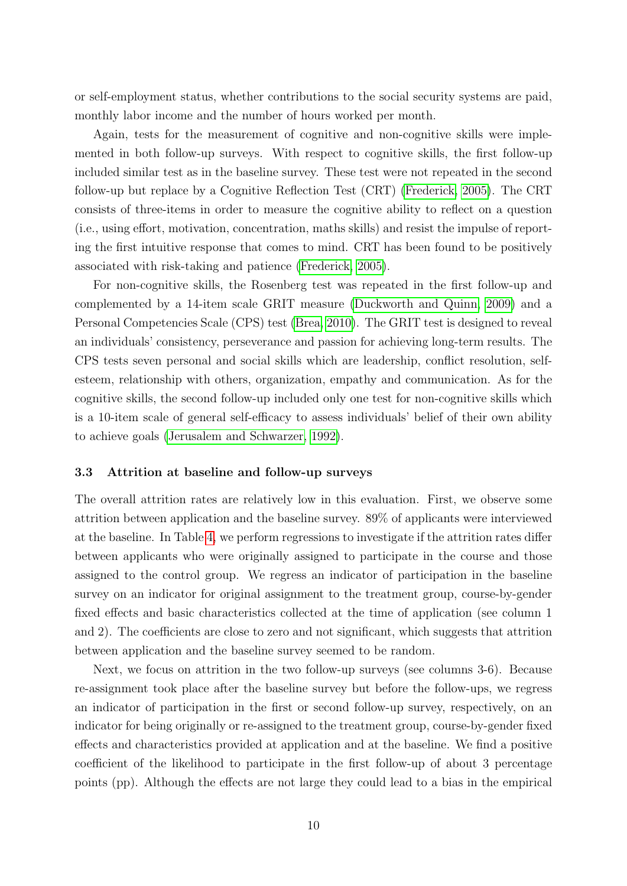or self-employment status, whether contributions to the social security systems are paid, monthly labor income and the number of hours worked per month.

Again, tests for the measurement of cognitive and non-cognitive skills were implemented in both follow-up surveys. With respect to cognitive skills, the first follow-up included similar test as in the baseline survey. These test were not repeated in the second follow-up but replace by a Cognitive Reflection Test (CRT) (Frederick, 2005). The CRT consists of three-items in order to measure the cognitive ability to reflect on a question (i.e., using effort, motivation, concentration, maths skills) and resist the impulse of reporting the first intuitive response that comes to mind. CRT has been found to be positively associated with risk-taking and patience (Frederick, 2005).

For non-cognitive skills, the Rosenberg test was repeated in the first follow-up and complemented by a 14-item scale GRIT measure (Duckworth and Quinn, 2009) and a Personal Competencies Scale (CPS) test (Brea, 2010). The GRIT test is designed to reveal an individuals' consistency, perseverance and passion for achieving long-term results. The CPS tests seven personal and social skills which are leadership, conflict resolution, self-esteem, relationship with others, organization, empathy and communication. As for the cognitive skills, the second follow-up included only one test for non-cognitive skills which is a 10-item scale of general self-efficacy to assess individuals' belief of their own ability to achieve goals (Jerusalem and Schwarzer, 1992).

### 3.3 Attrition at baseline and follow-up surveys

The overall attrition rates are relatively low in this evaluation. First, we observe some attrition between application and the baseline survey. 89% of applicants were interviewed at the baseline. In Table 4, we perform regressions to investigate if the attrition rates differ between applicants who were originally assigned to participate in the course and those assigned to the control group. We regress an indicator of participation in the baseline survey on an indicator for original assignment to the treatment group, course-by-gender fixed effects and basic characteristics collected at the time of application (see column 1 and 2). The coefficients are close to zero and not significant, which suggests that attrition between application and the baseline survey seemed to be random.

Next, we focus on attrition in the two follow-up surveys (see columns 3-6). Because re-assignment took place after the baseline survey but before the follow-ups, we regress an indicator of participation in the first or second follow-up survey, respectively, on an indicator for being originally or re-assigned to the treatment group, course-by-gender fixed effects and characteristics provided at application and at the baseline. We find a positive coefficient of the likelihood to participate in the first follow-up of about 3 percentage points (pp). Although the effects are not large they could lead to a bias in the empirical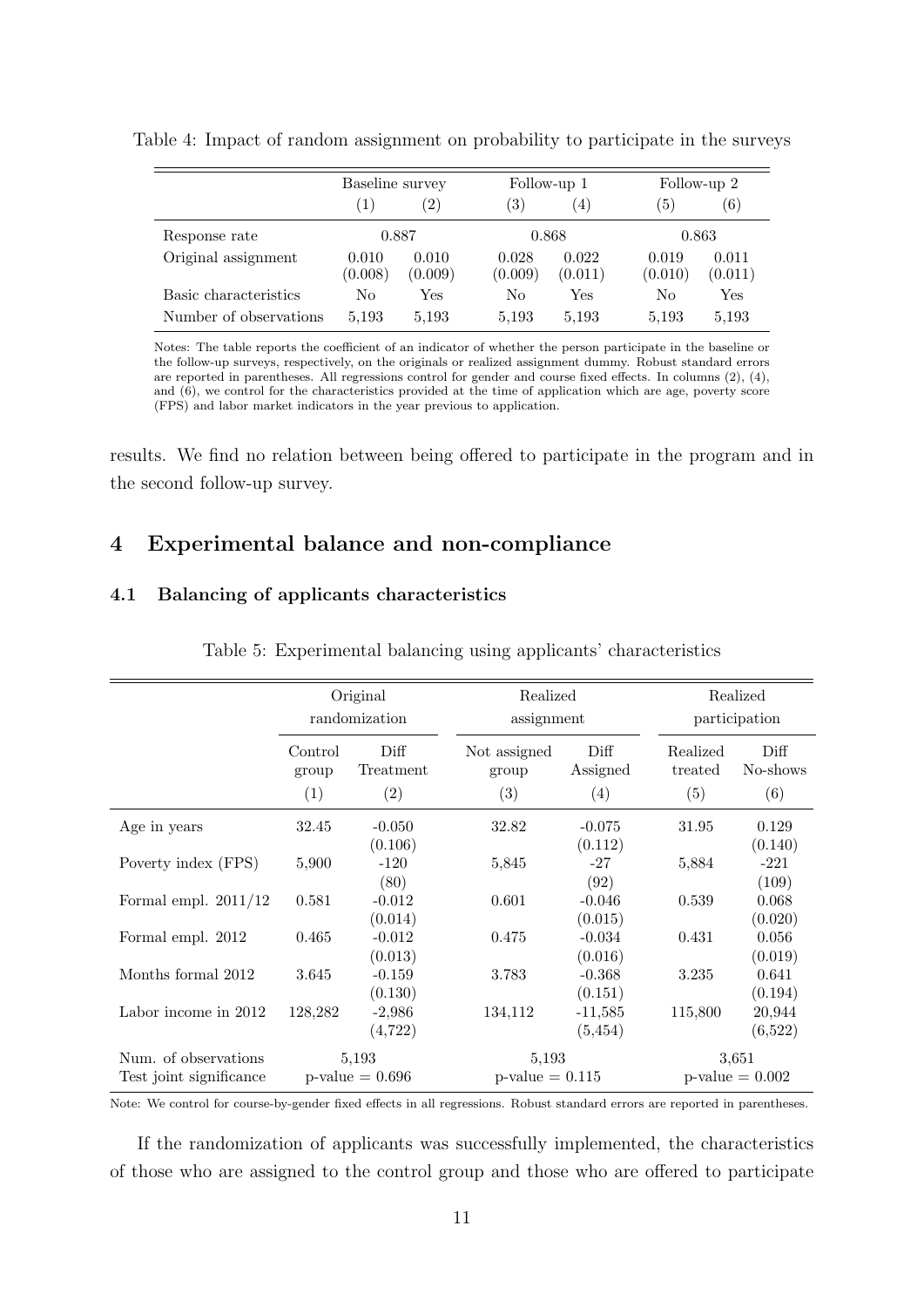Table 4: Impact of random assignment on probability to participate in the surveys

| | Baseline survey | | Follow-up 1 | | Follow-up 2 | |
|---|---|---|---|---|---|---|
| | (1) | (2) | (3) | (4) | (5) | (6) |
| Response rate | 0.887 | | 0.868 | | 0.863 | |
| Original assignment | 0.010 | 0.010 | 0.028 | 0.022 | 0.019 | 0.011 |
| | (0.008) | (0.009) | (0.009) | (0.011) | (0.010) | (0.011) |
| Basic characteristics | No | Yes | No | Yes | No | Yes |
| Number of observations | 5,193 | 5,193 | 5,193 | 5,193 | 5,193 | 5,193 |

Notes: The table reports the coefficient of an indicator of whether the person participate in the baseline or the follow-up surveys, respectively, on the originals or realized assignment dummy. Robust standard errors are reported in parentheses. All regressions control for gender and course fixed effects. In columns (2), (4), and (6), we control for the characteristics provided at the time of application which are age, poverty score (FPS) and labor market indicators in the year previous to application.

results. We find no relation between being offered to participate in the program and in the second follow-up survey.

## 4 Experimental balance and non-compliance

### 4.1 Balancing of applicants characteristics

Table 5: Experimental balancing using applicants' characteristics

| | Original randomization | | Realized assignment | | Realized participation | |
|---|---|---|---|---|---|---|
| | Control group | Diff Treatment | Not assigned group | Diff Assigned | Realized treated | Diff No-shows |
| | (1) | (2) | (3) | (4) | (5) | (6) |
| Age in years | 32.45 | -0.050 | 32.82 | -0.075 | 31.95 | 0.129 |
| | | (0.106) | | (0.112) | | (0.140) |
| Poverty index (FPS) | 5,900 | -120 | 5,845 | -27 | 5,884 | -221 |
| | | (80) | | (92) | | (109) |
| Formal empl. 2011/12 | 0.581 | -0.012 | 0.601 | -0.046 | 0.539 | 0.068 |
| | | (0.014) | | (0.015) | | (0.020) |
| Formal empl. 2012 | 0.465 | -0.012 | 0.475 | -0.034 | 0.431 | 0.056 |
| | | (0.013) | | (0.016) | | (0.019) |
| Months formal 2012 | 3.645 | -0.159 | 3.783 | -0.368 | 3.235 | 0.641 |
| | | (0.130) | | (0.151) | | (0.194) |
| Labor income in 2012 | 128,282 | -2,986 | 134,112 | -11,585 | 115,800 | 20,944 |
| | | (4,722) | | (5,454) | | (6,522) |
| Num. of observations | 5,193 | | 5,193 | | 3,651 | |
| Test joint significance | p-value = 0.696 | | p-value = 0.115 | | p-value = 0.002 | |

Note: We control for course-by-gender fixed effects in all regressions. Robust standard errors are reported in parentheses.

If the randomization of applicants was successfully implemented, the characteristics of those who are assigned to the control group and those who are offered to participate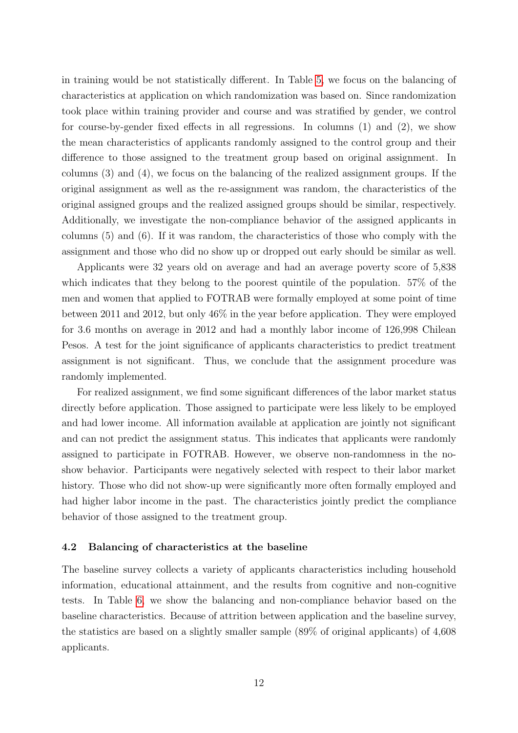in training would be not statistically different. In Table 5, we focus on the balancing of characteristics at application on which randomization was based on. Since randomization took place within training provider and course and was stratified by gender, we control for course-by-gender fixed effects in all regressions. In columns (1) and (2), we show the mean characteristics of applicants randomly assigned to the control group and their difference to those assigned to the treatment group based on original assignment. In columns (3) and (4), we focus on the balancing of the realized assignment groups. If the original assignment as well as the re-assignment was random, the characteristics of the original assigned groups and the realized assigned groups should be similar, respectively. Additionally, we investigate the non-compliance behavior of the assigned applicants in columns (5) and (6). If it was random, the characteristics of those who comply with the assignment and those who did no show up or dropped out early should be similar as well.

Applicants were 32 years old on average and had an average poverty score of 5,838 which indicates that they belong to the poorest quintile of the population. 57% of the men and women that applied to FOTRAB were formally employed at some point of time between 2011 and 2012, but only 46% in the year before application. They were employed for 3.6 months on average in 2012 and had a monthly labor income of 126,998 Chilean Pesos. A test for the joint significance of applicants characteristics to predict treatment assignment is not significant. Thus, we conclude that the assignment procedure was randomly implemented.

For realized assignment, we find some significant differences of the labor market status directly before application. Those assigned to participate were less likely to be employed and had lower income. All information available at application are jointly not significant and can not predict the assignment status. This indicates that applicants were randomly assigned to participate in FOTRAB. However, we observe non-randomness in the no-show behavior. Participants were negatively selected with respect to their labor market history. Those who did not show-up were significantly more often formally employed and had higher labor income in the past. The characteristics jointly predict the compliance behavior of those assigned to the treatment group.

### 4.2 Balancing of characteristics at the baseline

The baseline survey collects a variety of applicants characteristics including household information, educational attainment, and the results from cognitive and non-cognitive tests. In Table 6, we show the balancing and non-compliance behavior based on the baseline characteristics. Because of attrition between application and the baseline survey, the statistics are based on a slightly smaller sample (89% of original applicants) of 4,608 applicants.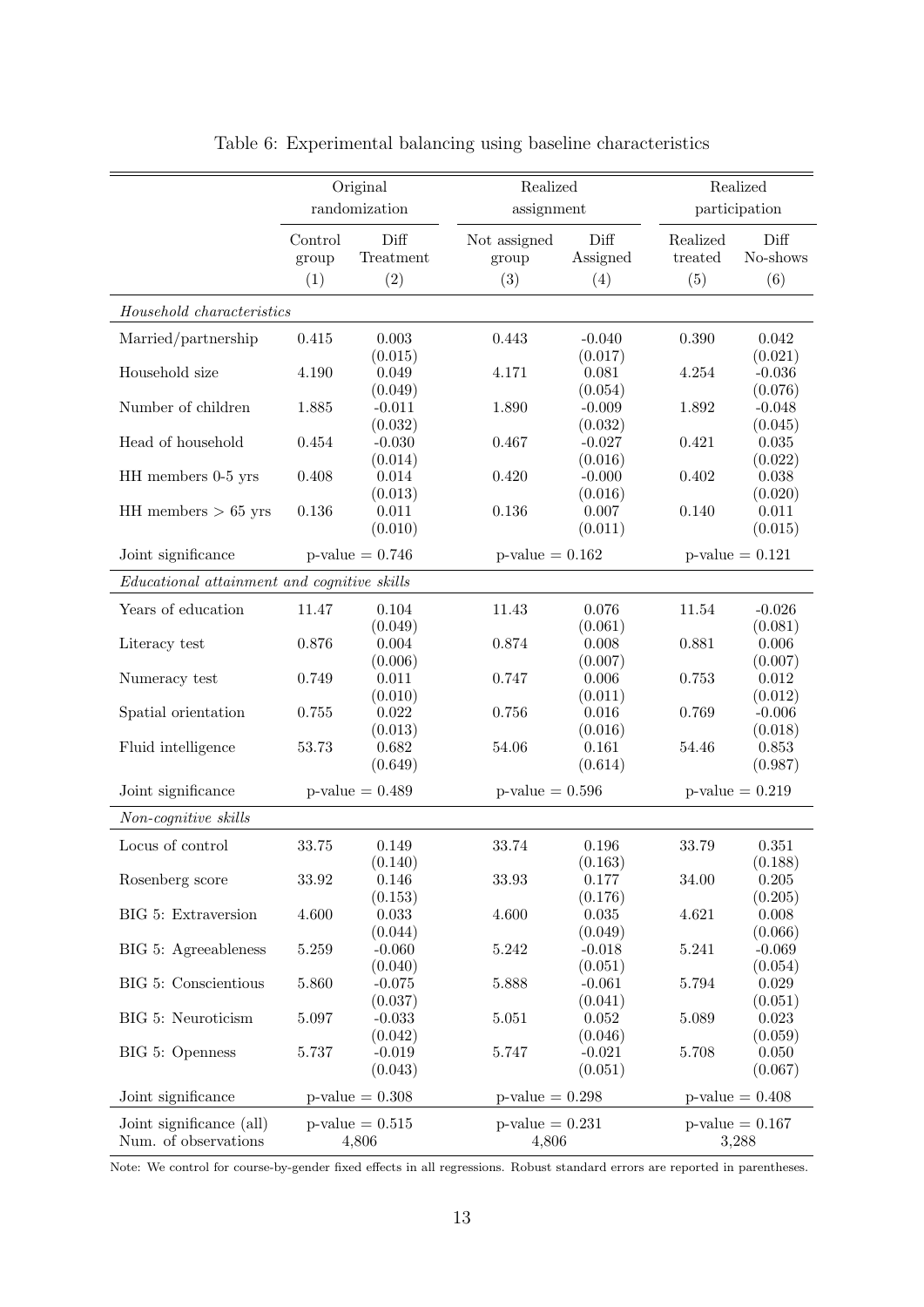Table 6: Experimental balancing using baseline characteristics

| | Original randomization | | Realized assignment | | Realized participation | |
|---|---|---|---|---|---|---|
| | Control group | Diff Treatment | Not assigned group | Diff Assigned | Realized treated | Diff No-shows |
| | (1) | (2) | (3) | (4) | (5) | (6) |
| *Household characteristics* | | | | | | |
| Married/partnership | 0.415 | 0.003 | 0.443 | -0.040 | 0.390 | 0.042 |
| | | (0.015) | | (0.017) | | (0.021) |
| Household size | 4.190 | 0.049 | 4.171 | 0.081 | 4.254 | -0.036 |
| | | (0.049) | | (0.054) | | (0.076) |
| Number of children | 1.885 | -0.011 | 1.890 | -0.009 | 1.892 | -0.048 |
| | | (0.032) | | (0.032) | | (0.045) |
| Head of household | 0.454 | -0.030 | 0.467 | -0.027 | 0.421 | 0.035 |
| | | (0.014) | | (0.016) | | (0.022) |
| HH members 0-5 yrs | 0.408 | 0.014 | 0.420 | -0.000 | 0.402 | 0.038 |
| | | (0.013) | | (0.016) | | (0.020) |
| HH members > 65 yrs | 0.136 | 0.011 | 0.136 | 0.007 | 0.140 | 0.011 |
| | | (0.010) | | (0.011) | | (0.015) |
| Joint significance | p-value = 0.746 | | p-value = 0.162 | | p-value = 0.121 | |
| *Educational attainment and cognitive skills* | | | | | | |
| Years of education | 11.47 | 0.104 | 11.43 | 0.076 | 11.54 | -0.026 |
| | | (0.049) | | (0.061) | | (0.081) |
| Literacy test | 0.876 | 0.004 | 0.874 | 0.008 | 0.881 | 0.006 |
| | | (0.006) | | (0.007) | | (0.007) |
| Numeracy test | 0.749 | 0.011 | 0.747 | 0.006 | 0.753 | 0.012 |
| | | (0.010) | | (0.011) | | (0.012) |
| Spatial orientation | 0.755 | 0.022 | 0.756 | 0.016 | 0.769 | -0.006 |
| | | (0.013) | | (0.016) | | (0.018) |
| Fluid intelligence | 53.73 | 0.682 | 54.06 | 0.161 | 54.46 | 0.853 |
| | | (0.649) | | (0.614) | | (0.987) |
| Joint significance | p-value = 0.489 | | p-value = 0.596 | | p-value = 0.219 | |
| *Non-cognitive skills* | | | | | | |
| Locus of control | 33.75 | 0.149 | 33.74 | 0.196 | 33.79 | 0.351 |
| | | (0.140) | | (0.163) | | (0.188) |
| Rosenberg score | 33.92 | 0.146 | 33.93 | 0.177 | 34.00 | 0.205 |
| | | (0.153) | | (0.176) | | (0.205) |
| BIG 5: Extraversion | 4.600 | 0.033 | 4.600 | 0.035 | 4.621 | 0.008 |
| | | (0.044) | | (0.049) | | (0.066) |
| BIG 5: Agreeableness | 5.259 | -0.060 | 5.242 | -0.018 | 5.241 | -0.069 |
| | | (0.040) | | (0.051) | | (0.054) |
| BIG 5: Conscientious | 5.860 | -0.075 | 5.888 | -0.061 | 5.794 | 0.029 |
| | | (0.037) | | (0.041) | | (0.051) |
| BIG 5: Neuroticism | 5.097 | -0.033 | 5.051 | 0.052 | 5.089 | 0.023 |
| | | (0.042) | | (0.046) | | (0.059) |
| BIG 5: Openness | 5.737 | -0.019 | 5.747 | -0.021 | 5.708 | 0.050 |
| | | (0.043) | | (0.051) | | (0.067) |
| Joint significance | p-value = 0.308 | | p-value = 0.298 | | p-value = 0.408 | |
| Joint significance (all) | p-value = 0.515 | | p-value = 0.231 | | p-value = 0.167 | |
| Num. of observations | 4,806 | | 4,806 | | 3,288 | |

Note: We control for course-by-gender fixed effects in all regressions. Robust standard errors are reported in parentheses.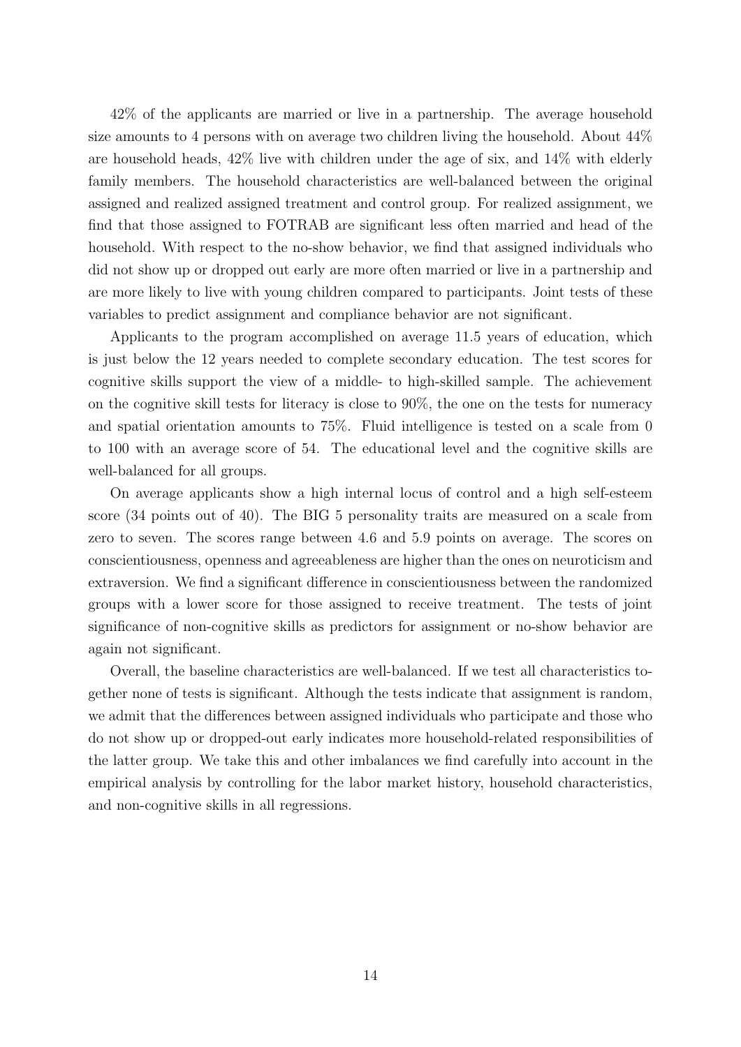42% of the applicants are married or live in a partnership. The average household size amounts to 4 persons with on average two children living the household. About 44% are household heads, 42% live with children under the age of six, and 14% with elderly family members. The household characteristics are well-balanced between the original assigned and realized assigned treatment and control group. For realized assignment, we find that those assigned to FOTRAB are significant less often married and head of the household. With respect to the no-show behavior, we find that assigned individuals who did not show up or dropped out early are more often married or live in a partnership and are more likely to live with young children compared to participants. Joint tests of these variables to predict assignment and compliance behavior are not significant.

Applicants to the program accomplished on average 11.5 years of education, which is just below the 12 years needed to complete secondary education. The test scores for cognitive skills support the view of a middle- to high-skilled sample. The achievement on the cognitive skill tests for literacy is close to 90%, the one on the tests for numeracy and spatial orientation amounts to 75%. Fluid intelligence is tested on a scale from 0 to 100 with an average score of 54. The educational level and the cognitive skills are well-balanced for all groups.

On average applicants show a high internal locus of control and a high self-esteem score (34 points out of 40). The BIG 5 personality traits are measured on a scale from zero to seven. The scores range between 4.6 and 5.9 points on average. The scores on conscientiousness, openness and agreeableness are higher than the ones on neuroticism and extraversion. We find a significant difference in conscientiousness between the randomized groups with a lower score for those assigned to receive treatment. The tests of joint significance of non-cognitive skills as predictors for assignment or no-show behavior are again not significant.

Overall, the baseline characteristics are well-balanced. If we test all characteristics together none of tests is significant. Although the tests indicate that assignment is random, we admit that the differences between assigned individuals who participate and those who do not show up or dropped-out early indicates more household-related responsibilities of the latter group. We take this and other imbalances we find carefully into account in the empirical analysis by controlling for the labor market history, household characteristics, and non-cognitive skills in all regressions.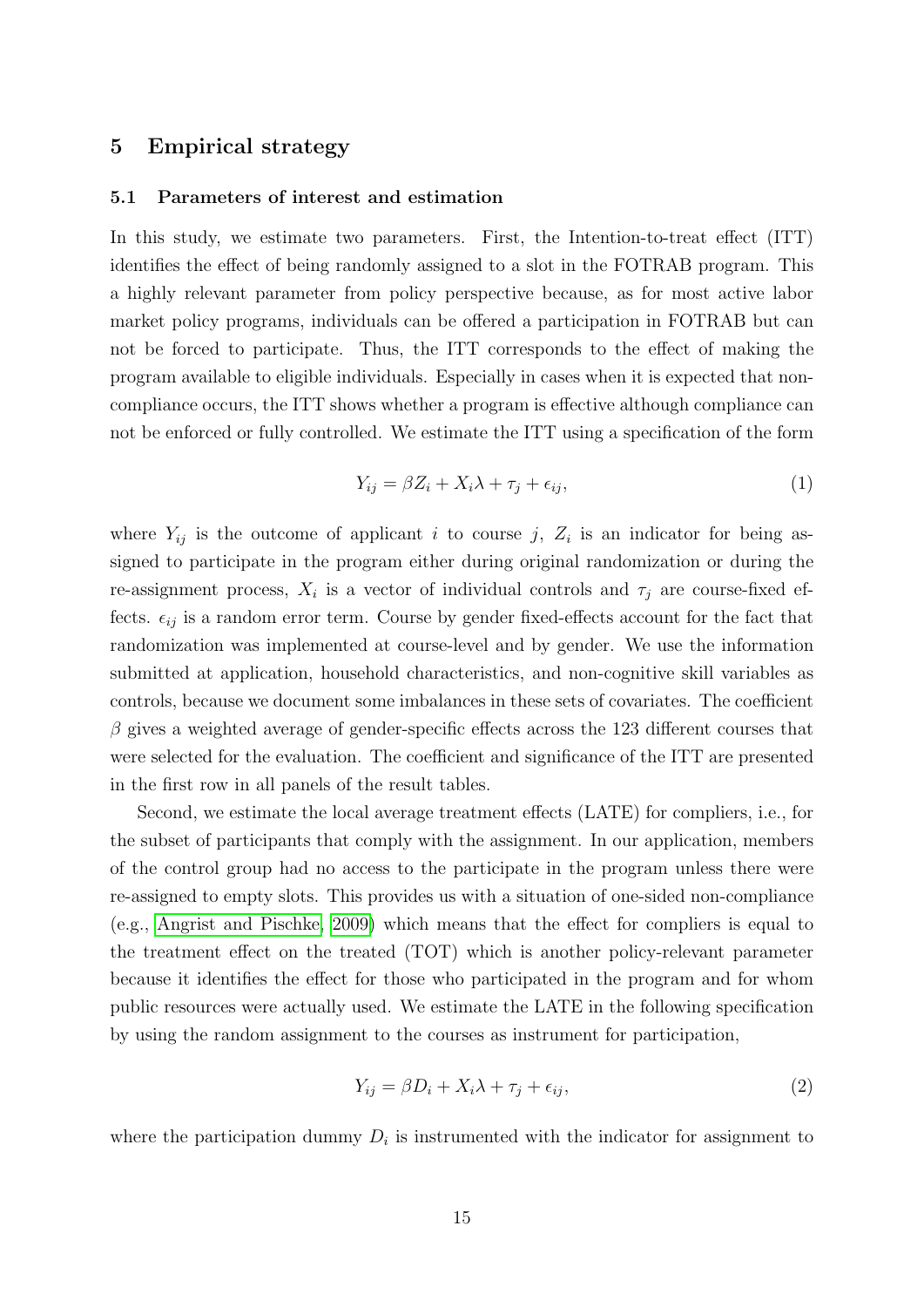## 5 Empirical strategy

### 5.1 Parameters of interest and estimation

In this study, we estimate two parameters. First, the Intention-to-treat effect (ITT) identifies the effect of being randomly assigned to a slot in the FOTRAB program. This a highly relevant parameter from policy perspective because, as for most active labor market policy programs, individuals can be offered a participation in FOTRAB but can not be forced to participate. Thus, the ITT corresponds to the effect of making the program available to eligible individuals. Especially in cases when it is expected that non-compliance occurs, the ITT shows whether a program is effective although compliance can not be enforced or fully controlled. We estimate the ITT using a specification of the form

$$Y_{ij} = \beta Z_i + X_i \lambda + \tau_j + \epsilon_{ij}, \tag{1}$$

where $Y_{ij}$ is the outcome of applicant $i$ to course $j$, $Z_i$ is an indicator for being assigned to participate in the program either during original randomization or during the re-assignment process, $X_i$ is a vector of individual controls and $\tau_j$ are course-fixed effects. $\epsilon_{ij}$ is a random error term. Course by gender fixed-effects account for the fact that randomization was implemented at course-level and by gender. We use the information submitted at application, household characteristics, and non-cognitive skill variables as controls, because we document some imbalances in these sets of covariates. The coefficient $\beta$ gives a weighted average of gender-specific effects across the 123 different courses that were selected for the evaluation. The coefficient and significance of the ITT are presented in the first row in all panels of the result tables.

Second, we estimate the local average treatment effects (LATE) for compliers, i.e., for the subset of participants that comply with the assignment. In our application, members of the control group had no access to the participate in the program unless there were re-assigned to empty slots. This provides us with a situation of one-sided non-compliance (e.g., Angrist and Pischke, 2009) which means that the effect for compliers is equal to the treatment effect on the treated (TOT) which is another policy-relevant parameter because it identifies the effect for those who participated in the program and for whom public resources were actually used. We estimate the LATE in the following specification by using the random assignment to the courses as instrument for participation,

$$Y_{ij} = \beta D_i + X_i \lambda + \tau_j + \epsilon_{ij}, \tag{2}$$

where the participation dummy $D_i$ is instrumented with the indicator for assignment to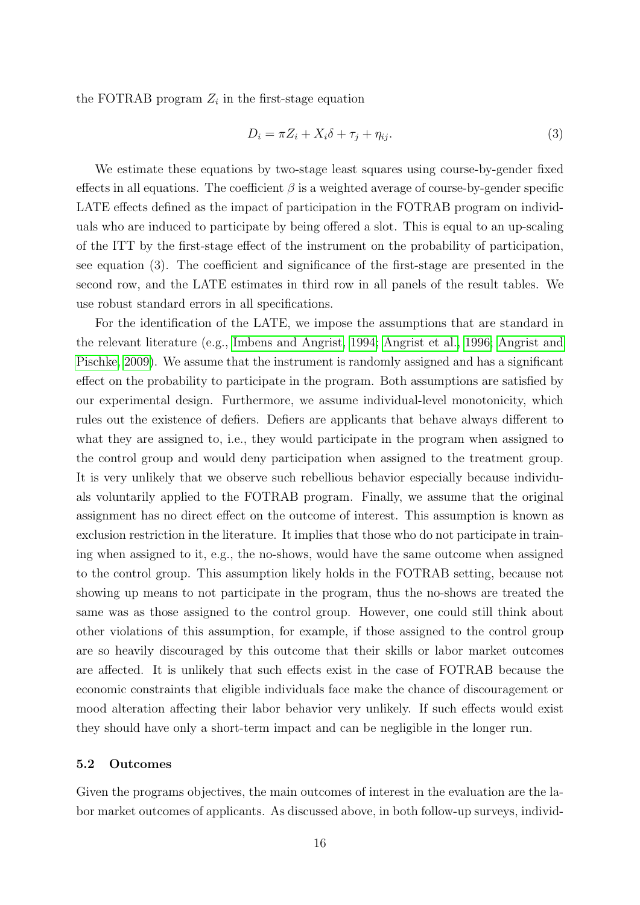the FOTRAB program $Z_i$ in the first-stage equation

$$D_i = \pi Z_i + X_i\delta + \tau_j + \eta_{ij}. \tag{3}$$

We estimate these equations by two-stage least squares using course-by-gender fixed effects in all equations. The coefficient $\beta$ is a weighted average of course-by-gender specific LATE effects defined as the impact of participation in the FOTRAB program on individuals who are induced to participate by being offered a slot. This is equal to an up-scaling of the ITT by the first-stage effect of the instrument on the probability of participation, see equation (3). The coefficient and significance of the first-stage are presented in the second row, and the LATE estimates in third row in all panels of the result tables. We use robust standard errors in all specifications.

For the identification of the LATE, we impose the assumptions that are standard in the relevant literature (e.g., Imbens and Angrist, 1994; Angrist et al., 1996; Angrist and Pischke, 2009). We assume that the instrument is randomly assigned and has a significant effect on the probability to participate in the program. Both assumptions are satisfied by our experimental design. Furthermore, we assume individual-level monotonicity, which rules out the existence of defiers. Defiers are applicants that behave always different to what they are assigned to, i.e., they would participate in the program when assigned to the control group and would deny participation when assigned to the treatment group. It is very unlikely that we observe such rebellious behavior especially because individuals voluntarily applied to the FOTRAB program. Finally, we assume that the original assignment has no direct effect on the outcome of interest. This assumption is known as exclusion restriction in the literature. It implies that those who do not participate in training when assigned to it, e.g., the no-shows, would have the same outcome when assigned to the control group. This assumption likely holds in the FOTRAB setting, because not showing up means to not participate in the program, thus the no-shows are treated the same was as those assigned to the control group. However, one could still think about other violations of this assumption, for example, if those assigned to the control group are so heavily discouraged by this outcome that their skills or labor market outcomes are affected. It is unlikely that such effects exist in the case of FOTRAB because the economic constraints that eligible individuals face make the chance of discouragement or mood alteration affecting their labor behavior very unlikely. If such effects would exist they should have only a short-term impact and can be negligible in the longer run.

### 5.2 Outcomes

Given the programs objectives, the main outcomes of interest in the evaluation are the labor market outcomes of applicants. As discussed above, in both follow-up surveys, individ-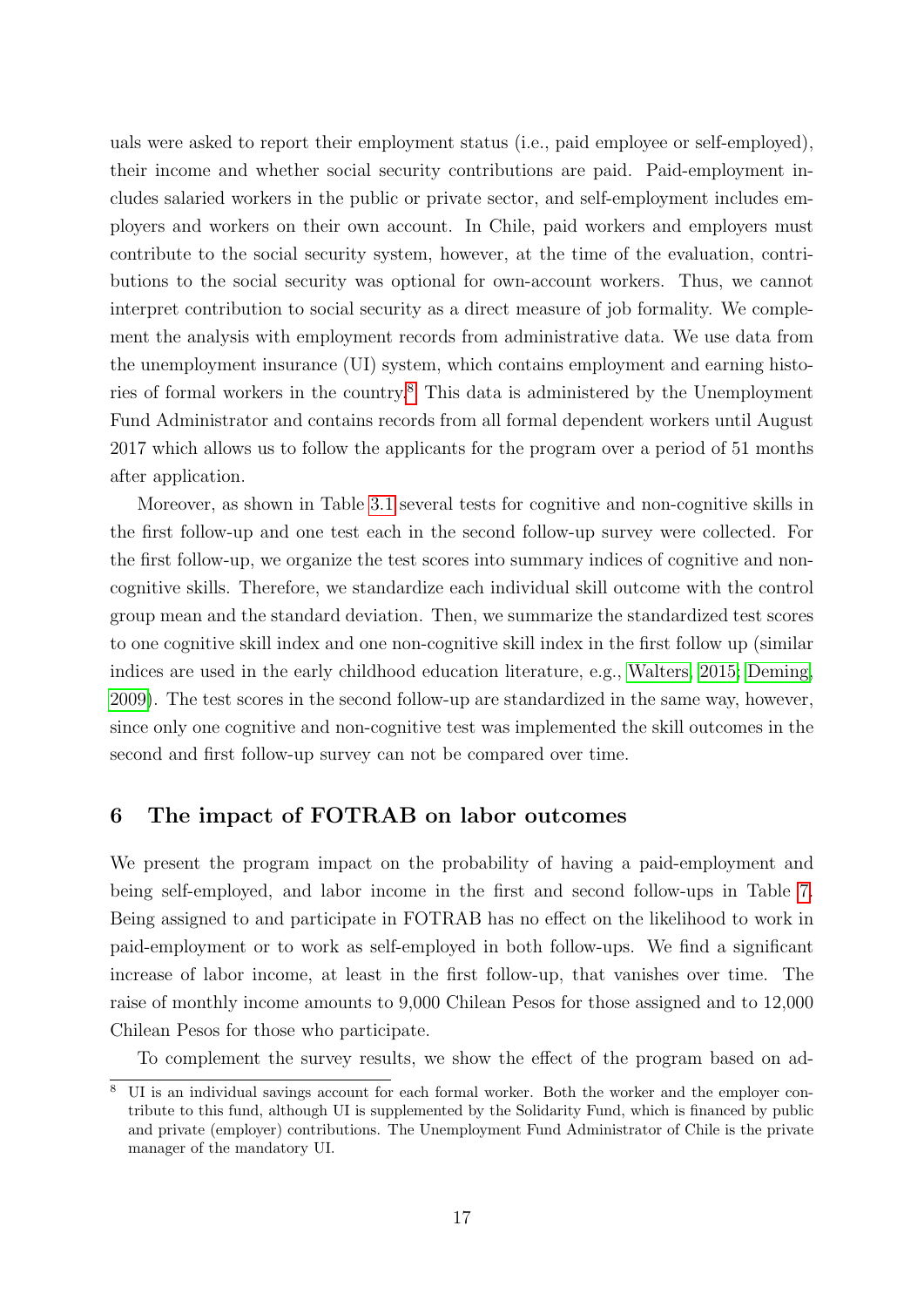uals were asked to report their employment status (i.e., paid employee or self-employed), their income and whether social security contributions are paid. Paid-employment includes salaried workers in the public or private sector, and self-employment includes employers and workers on their own account. In Chile, paid workers and employers must contribute to the social security system, however, at the time of the evaluation, contributions to the social security was optional for own-account workers. Thus, we cannot interpret contribution to social security as a direct measure of job formality. We complement the analysis with employment records from administrative data. We use data from the unemployment insurance (UI) system, which contains employment and earning histories of formal workers in the country.[8] This data is administered by the Unemployment Fund Administrator and contains records from all formal dependent workers until August 2017 which allows us to follow the applicants for the program over a period of 51 months after application.

Moreover, as shown in Table 3.1 several tests for cognitive and non-cognitive skills in the first follow-up and one test each in the second follow-up survey were collected. For the first follow-up, we organize the test scores into summary indices of cognitive and non-cognitive skills. Therefore, we standardize each individual skill outcome with the control group mean and the standard deviation. Then, we summarize the standardized test scores to one cognitive skill index and one non-cognitive skill index in the first follow up (similar indices are used in the early childhood education literature, e.g., Walters, 2015; Deming, 2009). The test scores in the second follow-up are standardized in the same way, however, since only one cognitive and non-cognitive test was implemented the skill outcomes in the second and first follow-up survey can not be compared over time.

## 6 The impact of FOTRAB on labor outcomes

We present the program impact on the probability of having a paid-employment and being self-employed, and labor income in the first and second follow-ups in Table 7. Being assigned to and participate in FOTRAB has no effect on the likelihood to work in paid-employment or to work as self-employed in both follow-ups. We find a significant increase of labor income, at least in the first follow-up, that vanishes over time. The raise of monthly income amounts to 9,000 Chilean Pesos for those assigned and to 12,000 Chilean Pesos for those who participate.

To complement the survey results, we show the effect of the program based on ad-

[8] UI is an individual savings account for each formal worker. Both the worker and the employer contribute to this fund, although UI is supplemented by the Solidarity Fund, which is financed by public and private (employer) contributions. The Unemployment Fund Administrator of Chile is the private manager of the mandatory UI.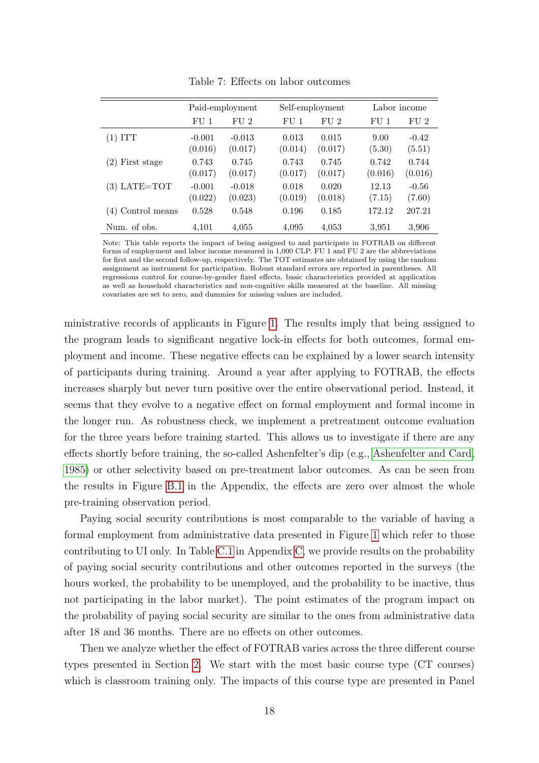Table 7: Effects on labor outcomes

| | Paid-employment | | Self-employment | | Labor income | |
|---|---|---|---|---|---|---|
| | FU 1 | FU 2 | FU 1 | FU 2 | FU 1 | FU 2 |
| (1) ITT | -0.001 | -0.013 | 0.013 | 0.015 | 9.00 | -0.42 |
| | (0.016) | (0.017) | (0.014) | (0.017) | (5.30) | (5.51) |
| (2) First stage | 0.743 | 0.745 | 0.743 | 0.745 | 0.742 | 0.744 |
| | (0.017) | (0.017) | (0.017) | (0.017) | (0.016) | (0.016) |
| (3) LATE=TOT | -0.001 | -0.018 | 0.018 | 0.020 | 12.13 | -0.56 |
| | (0.022) | (0.023) | (0.019) | (0.018) | (7.15) | (7.60) |
| (4) Control means | 0.528 | 0.548 | 0.196 | 0.185 | 172.12 | 207.21 |
| Num. of obs. | 4,101 | 4,055 | 4,095 | 4,053 | 3,951 | 3,906 |

Note: This table reports the impact of being assigned to and participate in FOTRAB on different forms of employment and labor income measured in 1,000 CLP. FU 1 and FU 2 are the abbreviations for first and the second follow-up, respectively. The TOT estimates are obtained by using the random assignment as instrument for participation. Robust standard errors are reported in parentheses. All regressions control for course-by-gender fixed effects, basic characteristics provided at application as well as household characteristics and non-cognitive skills measured at the baseline. All missing covariates are set to zero, and dummies for missing values are included.

ministrative records of applicants in Figure 1. The results imply that being assigned to the program leads to significant negative lock-in effects for both outcomes, formal employment and income. These negative effects can be explained by a lower search intensity of participants during training. Around a year after applying to FOTRAB, the effects increases sharply but never turn positive over the entire observational period. Instead, it seems that they evolve to a negative effect on formal employment and formal income in the longer run. As robustness check, we implement a pretreatment outcome evaluation for the three years before training started. This allows us to investigate if there are any effects shortly before training, the so-called Ashenfelter's dip (e.g., Ashenfelter and Card, 1985) or other selectivity based on pre-treatment labor outcomes. As can be seen from the results in Figure B.1 in the Appendix, the effects are zero over almost the whole pre-training observation period.

Paying social security contributions is most comparable to the variable of having a formal employment from administrative data presented in Figure 1 which refer to those contributing to UI only. In Table C.1 in Appendix C, we provide results on the probability of paying social security contributions and other outcomes reported in the surveys (the hours worked, the probability to be unemployed, and the probability to be inactive, thus not participating in the labor market). The point estimates of the program impact on the probability of paying social security are similar to the ones from administrative data after 18 and 36 months. There are no effects on other outcomes.

Then we analyze whether the effect of FOTRAB varies across the three different course types presented in Section 2. We start with the most basic course type (CT courses) which is classroom training only. The impacts of this course type are presented in Panel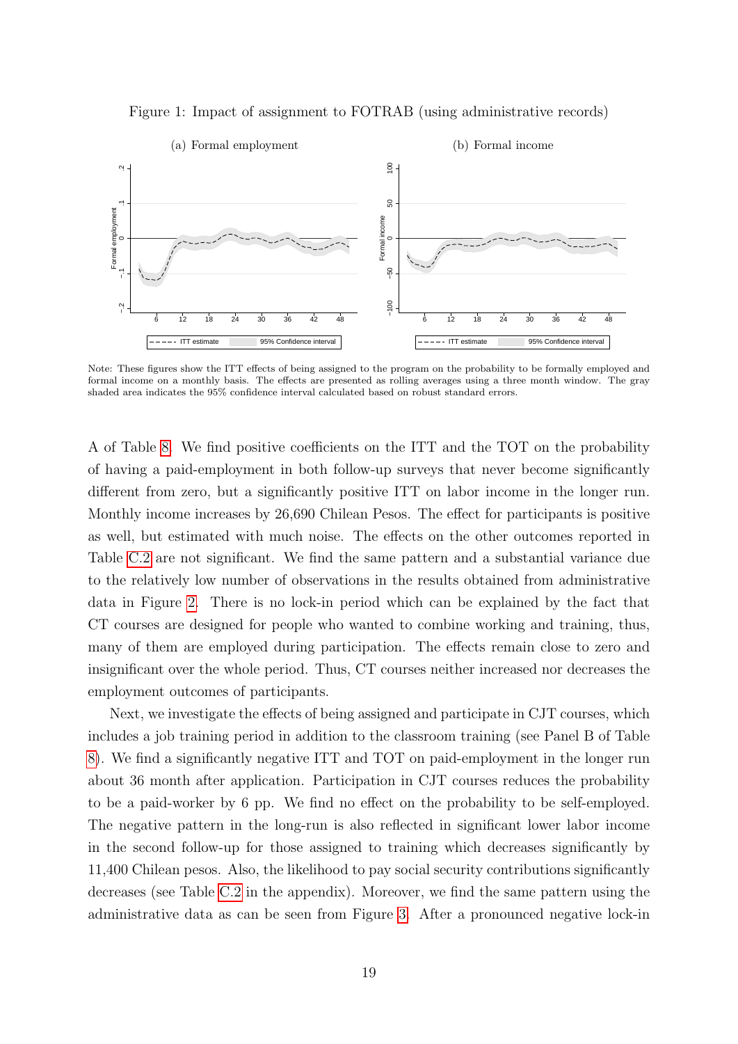Figure 1: Impact of assignment to FOTRAB (using administrative records)

(a) Formal employment

(b) Formal income

Note: These figures show the ITT effects of being assigned to the program on the probability to be formally employed and formal income on a monthly basis. The effects are presented as rolling averages using a three month window. The gray shaded area indicates the 95% confidence interval calculated based on robust standard errors.

A of Table 8. We find positive coefficients on the ITT and the TOT on the probability of having a paid-employment in both follow-up surveys that never become significantly different from zero, but a significantly positive ITT on labor income in the longer run. Monthly income increases by 26,690 Chilean Pesos. The effect for participants is positive as well, but estimated with much noise. The effects on the other outcomes reported in Table C.2 are not significant. We find the same pattern and a substantial variance due to the relatively low number of observations in the results obtained from administrative data in Figure 2. There is no lock-in period which can be explained by the fact that CT courses are designed for people who wanted to combine working and training, thus, many of them are employed during participation. The effects remain close to zero and insignificant over the whole period. Thus, CT courses neither increased nor decreases the employment outcomes of participants.

Next, we investigate the effects of being assigned and participate in CJT courses, which includes a job training period in addition to the classroom training (see Panel B of Table 8). We find a significantly negative ITT and TOT on paid-employment in the longer run about 36 month after application. Participation in CJT courses reduces the probability to be a paid-worker by 6 pp. We find no effect on the probability to be self-employed. The negative pattern in the long-run is also reflected in significant lower labor income in the second follow-up for those assigned to training which decreases significantly by 11,400 Chilean pesos. Also, the likelihood to pay social security contributions significantly decreases (see Table C.2 in the appendix). Moreover, we find the same pattern using the administrative data as can be seen from Figure 3. After a pronounced negative lock-in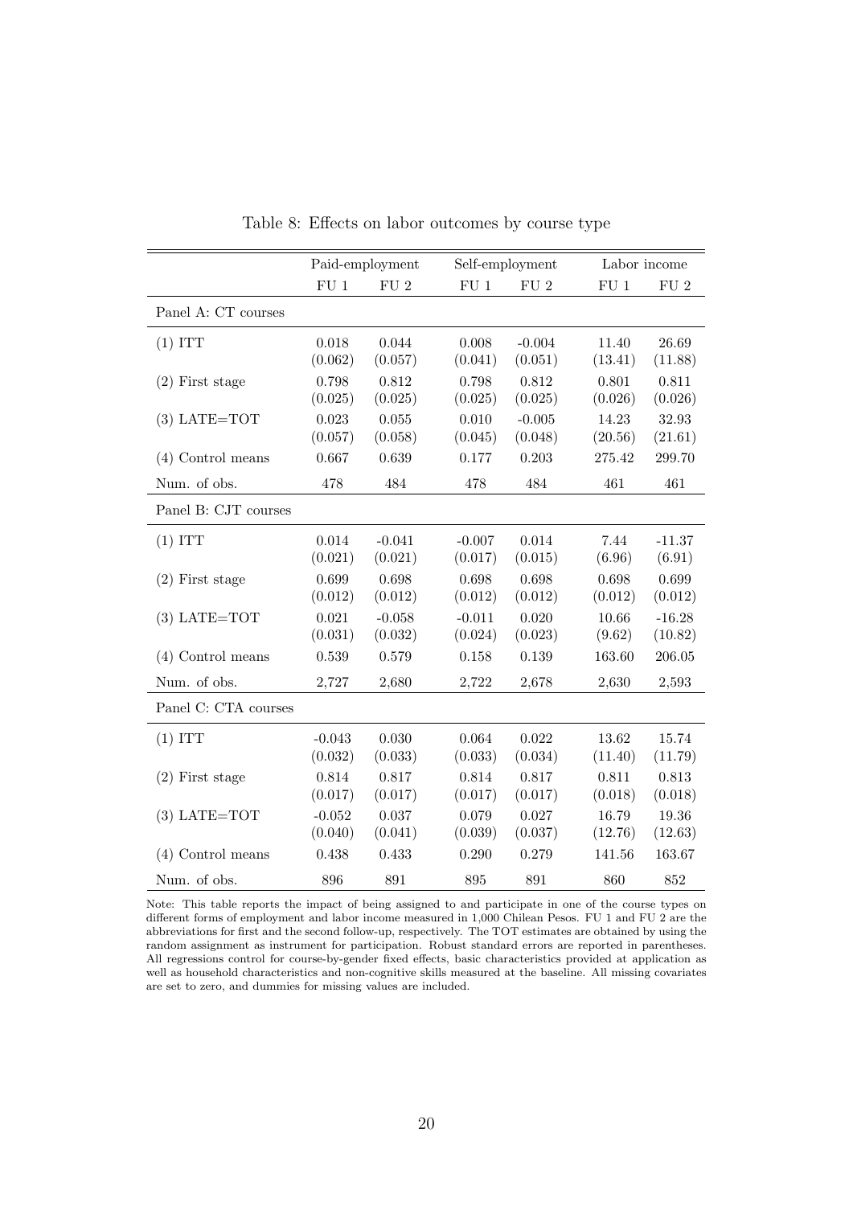Table 8: Effects on labor outcomes by course type

| | Paid-employment | | Self-employment | | Labor income | |
|---|---|---|---|---|---|---|
| | FU 1 | FU 2 | FU 1 | FU 2 | FU 1 | FU 2 |
| **Panel A: CT courses** | | | | | | |
| (1) ITT | 0.018 | 0.044 | 0.008 | -0.004 | 11.40 | 26.69 |
| | (0.062) | (0.057) | (0.041) | (0.051) | (13.41) | (11.88) |
| (2) First stage | 0.798 | 0.812 | 0.798 | 0.812 | 0.801 | 0.811 |
| | (0.025) | (0.025) | (0.025) | (0.025) | (0.026) | (0.026) |
| (3) LATE=TOT | 0.023 | 0.055 | 0.010 | -0.005 | 14.23 | 32.93 |
| | (0.057) | (0.058) | (0.045) | (0.048) | (20.56) | (21.61) |
| (4) Control means | 0.667 | 0.639 | 0.177 | 0.203 | 275.42 | 299.70 |
| Num. of obs. | 478 | 484 | 478 | 484 | 461 | 461 |
| **Panel B: CJT courses** | | | | | | |
| (1) ITT | 0.014 | -0.041 | -0.007 | 0.014 | 7.44 | -11.37 |
| | (0.021) | (0.021) | (0.017) | (0.015) | (6.96) | (6.91) |
| (2) First stage | 0.699 | 0.698 | 0.698 | 0.698 | 0.698 | 0.699 |
| | (0.012) | (0.012) | (0.012) | (0.012) | (0.012) | (0.012) |
| (3) LATE=TOT | 0.021 | -0.058 | -0.011 | 0.020 | 10.66 | -16.28 |
| | (0.031) | (0.032) | (0.024) | (0.023) | (9.62) | (10.82) |
| (4) Control means | 0.539 | 0.579 | 0.158 | 0.139 | 163.60 | 206.05 |
| Num. of obs. | 2,727 | 2,680 | 2,722 | 2,678 | 2,630 | 2,593 |
| **Panel C: CTA courses** | | | | | | |
| (1) ITT | -0.043 | 0.030 | 0.064 | 0.022 | 13.62 | 15.74 |
| | (0.032) | (0.033) | (0.033) | (0.034) | (11.40) | (11.79) |
| (2) First stage | 0.814 | 0.817 | 0.814 | 0.817 | 0.811 | 0.813 |
| | (0.017) | (0.017) | (0.017) | (0.017) | (0.018) | (0.018) |
| (3) LATE=TOT | -0.052 | 0.037 | 0.079 | 0.027 | 16.79 | 19.36 |
| | (0.040) | (0.041) | (0.039) | (0.037) | (12.76) | (12.63) |
| (4) Control means | 0.438 | 0.433 | 0.290 | 0.279 | 141.56 | 163.67 |
| Num. of obs. | 896 | 891 | 895 | 891 | 860 | 852 |

Note: This table reports the impact of being assigned to and participate in one of the course types on different forms of employment and labor income measured in 1,000 Chilean Pesos. FU 1 and FU 2 are the abbreviations for first and the second follow-up, respectively. The TOT estimates are obtained by using the random assignment as instrument for participation. Robust standard errors are reported in parentheses. All regressions control for course-by-gender fixed effects, basic characteristics provided at application as well as household characteristics and non-cognitive skills measured at the baseline. All missing covariates are set to zero, and dummies for missing values are included.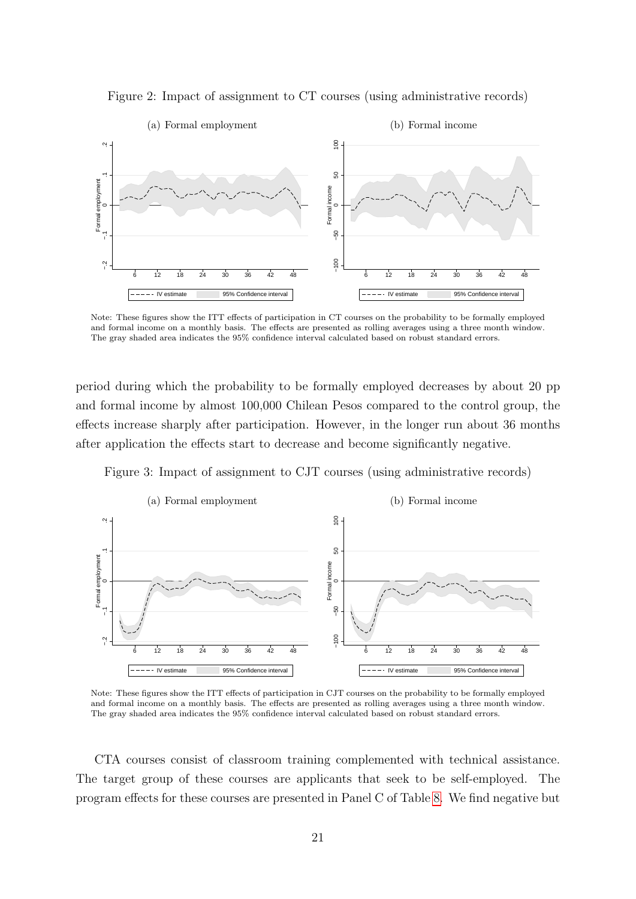Figure 2: Impact of assignment to CT courses (using administrative records)

(a) Formal employment

(b) Formal income

Note: These figures show the ITT effects of participation in CT courses on the probability to be formally employed and formal income on a monthly basis. The effects are presented as rolling averages using a three month window. The gray shaded area indicates the 95% confidence interval calculated based on robust standard errors.

period during which the probability to be formally employed decreases by about 20 pp and formal income by almost 100,000 Chilean Pesos compared to the control group, the effects increase sharply after participation. However, in the longer run about 36 months after application the effects start to decrease and become significantly negative.

Figure 3: Impact of assignment to CJT courses (using administrative records)

(a) Formal employment

(b) Formal income

Note: These figures show the ITT effects of participation in CJT courses on the probability to be formally employed and formal income on a monthly basis. The effects are presented as rolling averages using a three month window. The gray shaded area indicates the 95% confidence interval calculated based on robust standard errors.

CTA courses consist of classroom training complemented with technical assistance. The target group of these courses are applicants that seek to be self-employed. The program effects for these courses are presented in Panel C of Table 8. We find negative but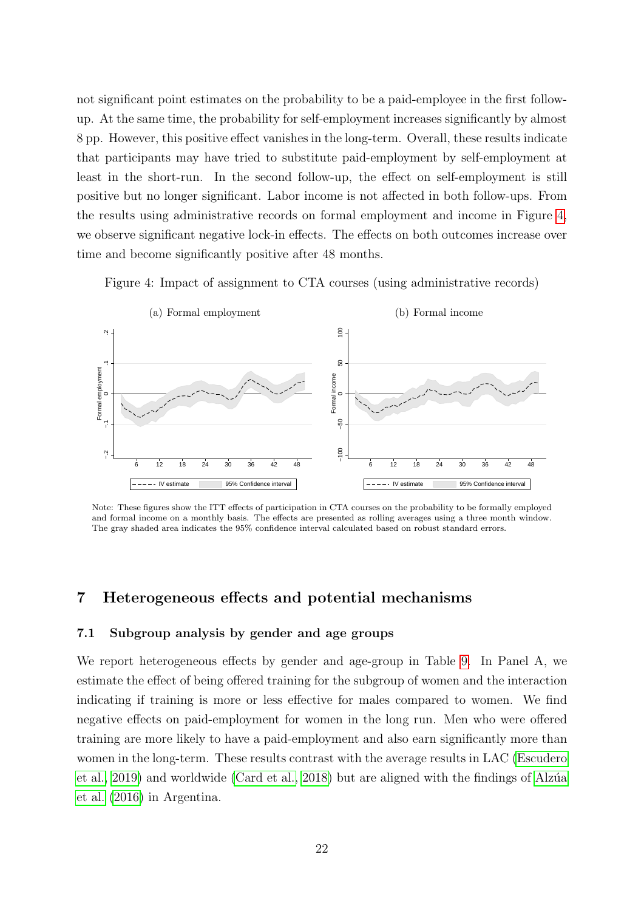not significant point estimates on the probability to be a paid-employee in the first follow-up. At the same time, the probability for self-employment increases significantly by almost 8 pp. However, this positive effect vanishes in the long-term. Overall, these results indicate that participants may have tried to substitute paid-employment by self-employment at least in the short-run. In the second follow-up, the effect on self-employment is still positive but no longer significant. Labor income is not affected in both follow-ups. From the results using administrative records on formal employment and income in Figure 4, we observe significant negative lock-in effects. The effects on both outcomes increase over time and become significantly positive after 48 months.

Figure 4: Impact of assignment to CTA courses (using administrative records)

(a) Formal employment

(b) Formal income

Note: These figures show the ITT effects of participation in CTA courses on the probability to be formally employed and formal income on a monthly basis. The effects are presented as rolling averages using a three month window. The gray shaded area indicates the 95% confidence interval calculated based on robust standard errors.

## 7 Heterogeneous effects and potential mechanisms

### 7.1 Subgroup analysis by gender and age groups

We report heterogeneous effects by gender and age-group in Table 9. In Panel A, we estimate the effect of being offered training for the subgroup of women and the interaction indicating if training is more or less effective for males compared to women. We find negative effects on paid-employment for women in the long run. Men who were offered training are more likely to have a paid-employment and also earn significantly more than women in the long-term. These results contrast with the average results in LAC (Escudero et al., 2019) and worldwide (Card et al., 2018) but are aligned with the findings of Alzúa et al. (2016) in Argentina.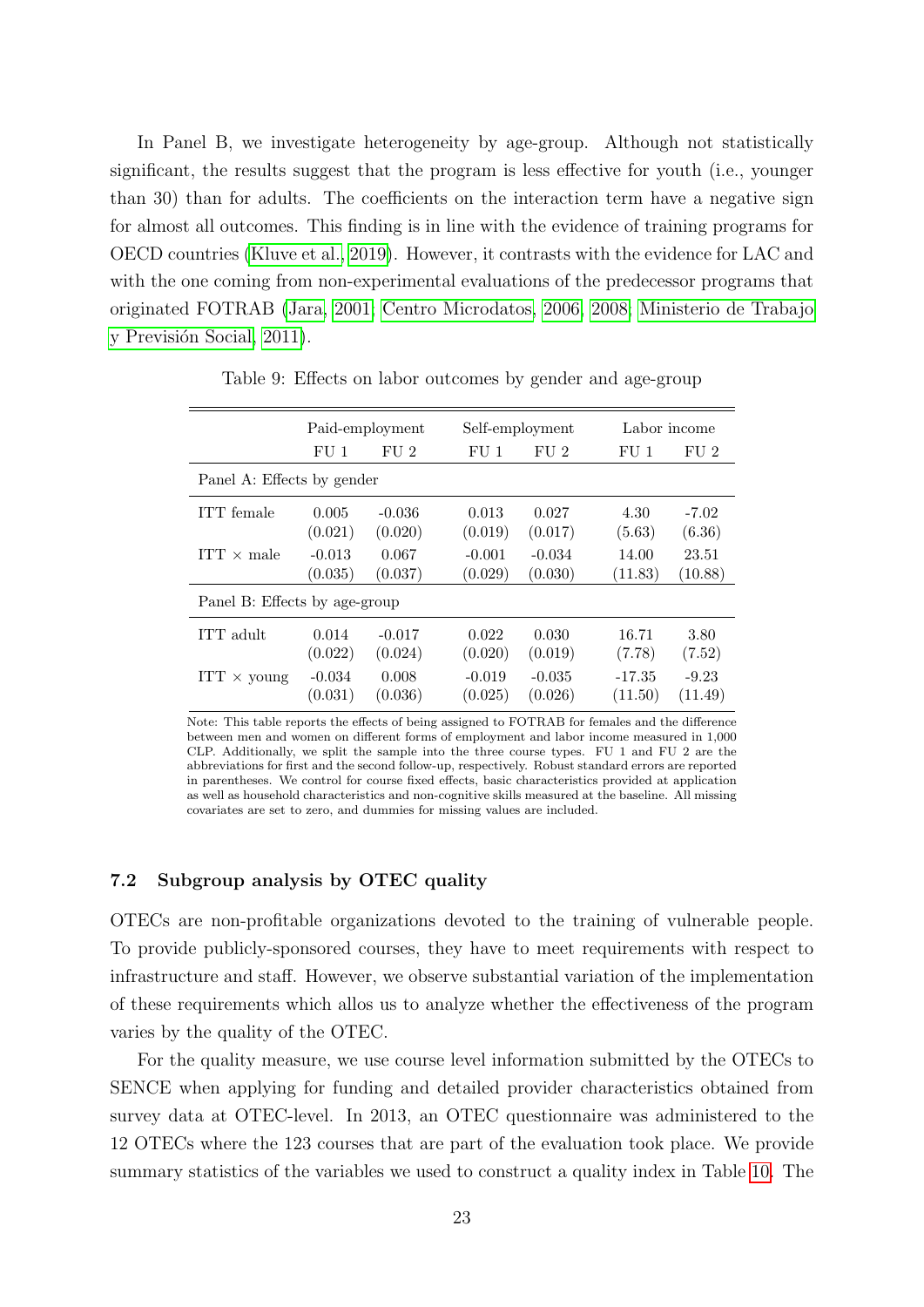In Panel B, we investigate heterogeneity by age-group. Although not statistically significant, the results suggest that the program is less effective for youth (i.e., younger than 30) than for adults. The coefficients on the interaction term have a negative sign for almost all outcomes. This finding is in line with the evidence of training programs for OECD countries (Kluve et al., 2019). However, it contrasts with the evidence for LAC and with the one coming from non-experimental evaluations of the predecessor programs that originated FOTRAB (Jara, 2001; Centro Microdatos, 2006, 2008; Ministerio de Trabajo y Previsión Social, 2011).

Table 9: Effects on labor outcomes by gender and age-group

| | Paid-employment | | Self-employment | | Labor income | |
|---|---|---|---|---|---|---|
| | FU 1 | FU 2 | FU 1 | FU 2 | FU 1 | FU 2 |
| Panel A: Effects by gender | | | | | | |
| ITT female | 0.005 | -0.036 | 0.013 | 0.027 | 4.30 | -7.02 |
| | (0.021) | (0.020) | (0.019) | (0.017) | (5.63) | (6.36) |
| ITT × male | -0.013 | 0.067 | -0.001 | -0.034 | 14.00 | 23.51 |
| | (0.035) | (0.037) | (0.029) | (0.030) | (11.83) | (10.88) |
| Panel B: Effects by age-group | | | | | | |
| ITT adult | 0.014 | -0.017 | 0.022 | 0.030 | 16.71 | 3.80 |
| | (0.022) | (0.024) | (0.020) | (0.019) | (7.78) | (7.52) |
| ITT × young | -0.034 | 0.008 | -0.019 | -0.035 | -17.35 | -9.23 |
| | (0.031) | (0.036) | (0.025) | (0.026) | (11.50) | (11.49) |

Note: This table reports the effects of being assigned to FOTRAB for females and the difference between men and women on different forms of employment and labor income measured in 1,000 CLP. Additionally, we split the sample into the three course types. FU 1 and FU 2 are the abbreviations for first and the second follow-up, respectively. Robust standard errors are reported in parentheses. We control for course fixed effects, basic characteristics provided at application as well as household characteristics and non-cognitive skills measured at the baseline. All missing covariates are set to zero, and dummies for missing values are included.

### 7.2 Subgroup analysis by OTEC quality

OTECs are non-profitable organizations devoted to the training of vulnerable people. To provide publicly-sponsored courses, they have to meet requirements with respect to infrastructure and staff. However, we observe substantial variation of the implementation of these requirements which allos us to analyze whether the effectiveness of the program varies by the quality of the OTEC.

For the quality measure, we use course level information submitted by the OTECs to SENCE when applying for funding and detailed provider characteristics obtained from survey data at OTEC-level. In 2013, an OTEC questionnaire was administered to the 12 OTECs where the 123 courses that are part of the evaluation took place. We provide summary statistics of the variables we used to construct a quality index in Table 10. The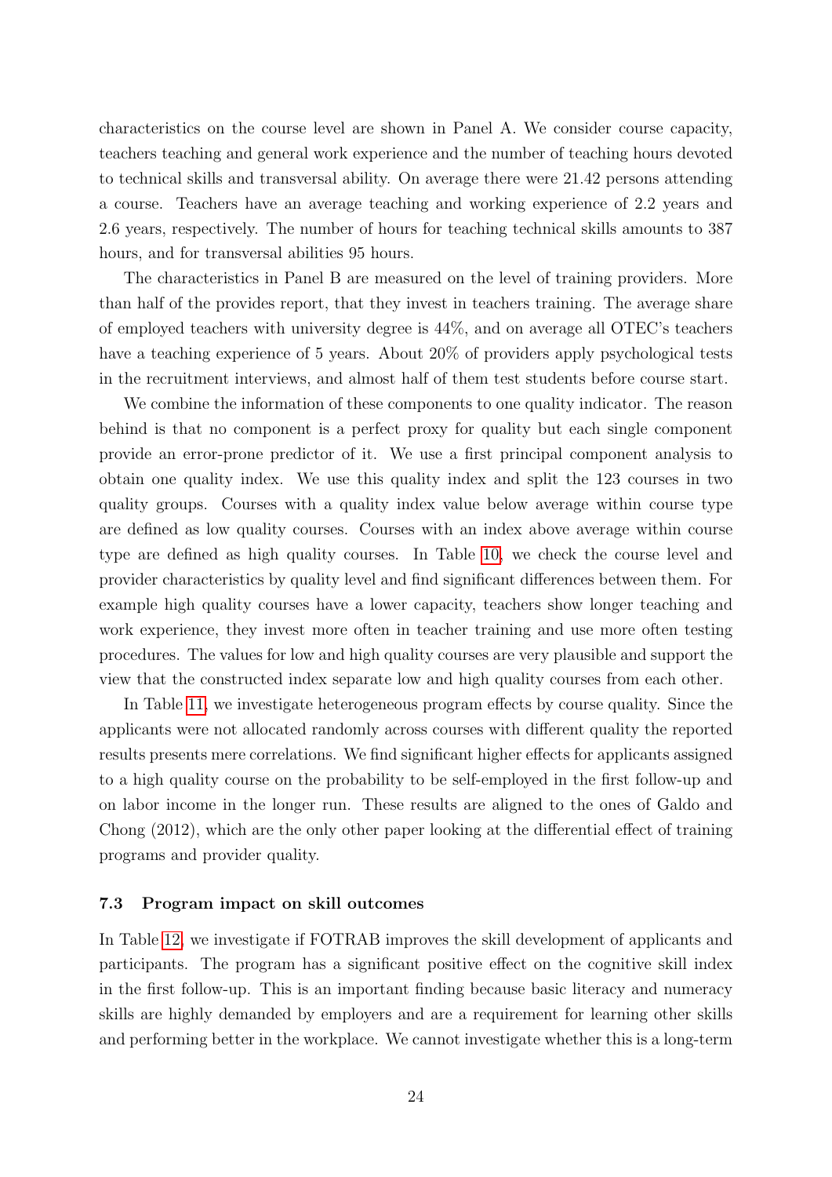characteristics on the course level are shown in Panel A. We consider course capacity, teachers teaching and general work experience and the number of teaching hours devoted to technical skills and transversal ability. On average there were 21.42 persons attending a course. Teachers have an average teaching and working experience of 2.2 years and 2.6 years, respectively. The number of hours for teaching technical skills amounts to 387 hours, and for transversal abilities 95 hours.

The characteristics in Panel B are measured on the level of training providers. More than half of the provides report, that they invest in teachers training. The average share of employed teachers with university degree is 44%, and on average all OTEC's teachers have a teaching experience of 5 years. About 20% of providers apply psychological tests in the recruitment interviews, and almost half of them test students before course start.

We combine the information of these components to one quality indicator. The reason behind is that no component is a perfect proxy for quality but each single component provide an error-prone predictor of it. We use a first principal component analysis to obtain one quality index. We use this quality index and split the 123 courses in two quality groups. Courses with a quality index value below average within course type are defined as low quality courses. Courses with an index above average within course type are defined as high quality courses. In Table 10, we check the course level and provider characteristics by quality level and find significant differences between them. For example high quality courses have a lower capacity, teachers show longer teaching and work experience, they invest more often in teacher training and use more often testing procedures. The values for low and high quality courses are very plausible and support the view that the constructed index separate low and high quality courses from each other.

In Table 11, we investigate heterogeneous program effects by course quality. Since the applicants were not allocated randomly across courses with different quality the reported results presents mere correlations. We find significant higher effects for applicants assigned to a high quality course on the probability to be self-employed in the first follow-up and on labor income in the longer run. These results are aligned to the ones of Galdo and Chong (2012), which are the only other paper looking at the differential effect of training programs and provider quality.

### 7.3 Program impact on skill outcomes

In Table 12, we investigate if FOTRAB improves the skill development of applicants and participants. The program has a significant positive effect on the cognitive skill index in the first follow-up. This is an important finding because basic literacy and numeracy skills are highly demanded by employers and are a requirement for learning other skills and performing better in the workplace. We cannot investigate whether this is a long-term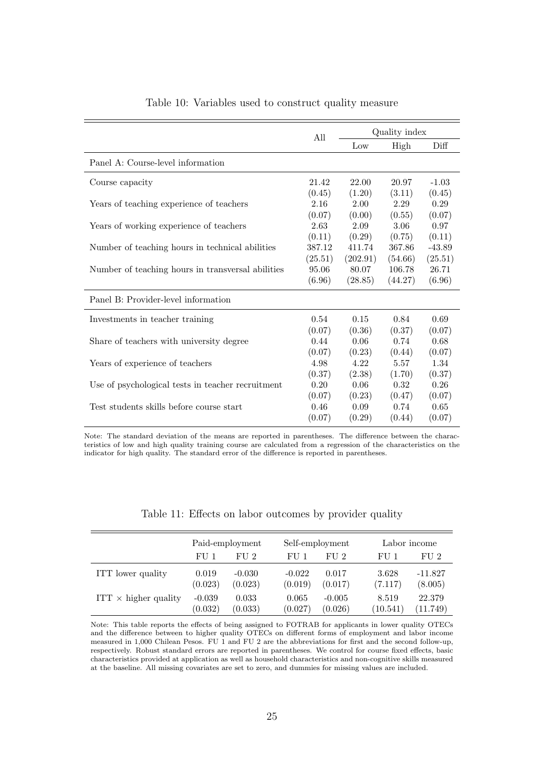Table 10: Variables used to construct quality measure

| | All | Quality index | | |
|---|---|---|---|---|
| | | Low | High | Diff |
| *Panel A: Course-level information* | | | | |
| Course capacity | 21.42 | 22.00 | 20.97 | -1.03 |
| | (0.45) | (1.20) | (3.11) | (0.45) |
| Years of teaching experience of teachers | 2.16 | 2.00 | 2.29 | 0.29 |
| | (0.07) | (0.00) | (0.55) | (0.07) |
| Years of working experience of teachers | 2.63 | 2.09 | 3.06 | 0.97 |
| | (0.11) | (0.29) | (0.75) | (0.11) |
| Number of teaching hours in technical abilities | 387.12 | 411.74 | 367.86 | -43.89 |
| | (25.51) | (202.91) | (54.66) | (25.51) |
| Number of teaching hours in transversal abilities | 95.06 | 80.07 | 106.78 | 26.71 |
| | (6.96) | (28.85) | (44.27) | (6.96) |
| *Panel B: Provider-level information* | | | | |
| Investments in teacher training | 0.54 | 0.15 | 0.84 | 0.69 |
| | (0.07) | (0.36) | (0.37) | (0.07) |
| Share of teachers with university degree | 0.44 | 0.06 | 0.74 | 0.68 |
| | (0.07) | (0.23) | (0.44) | (0.07) |
| Years of experience of teachers | 4.98 | 4.22 | 5.57 | 1.34 |
| | (0.37) | (2.38) | (1.70) | (0.37) |
| Use of psychological tests in teacher recruitment | 0.20 | 0.06 | 0.32 | 0.26 |
| | (0.07) | (0.23) | (0.47) | (0.07) |
| Test students skills before course start | 0.46 | 0.09 | 0.74 | 0.65 |
| | (0.07) | (0.29) | (0.44) | (0.07) |

Note: The standard deviation of the means are reported in parentheses. The difference between the characteristics of low and high quality training course are calculated from a regression of the characteristics on the indicator for high quality. The standard error of the difference is reported in parentheses.

Table 11: Effects on labor outcomes by provider quality

| | Paid-employment | | Self-employment | | Labor income | |
|---|---|---|---|---|---|---|
| | FU 1 | FU 2 | FU 1 | FU 2 | FU 1 | FU 2 |
| ITT lower quality | 0.019 | -0.030 | -0.022 | 0.017 | 3.628 | -11.827 |
| | (0.023) | (0.023) | (0.019) | (0.017) | (7.117) | (8.005) |
| ITT × higher quality | -0.039 | 0.033 | 0.065 | -0.005 | 8.519 | 22.379 |
| | (0.032) | (0.033) | (0.027) | (0.026) | (10.541) | (11.749) |

Note: This table reports the effects of being assigned to FOTRAB for applicants in lower quality OTECs and the difference between to higher quality OTECs on different forms of employment and labor income measured in 1,000 Chilean Pesos. FU 1 and FU 2 are the abbreviations for first and the second follow-up, respectively. Robust standard errors are reported in parentheses. We control for course fixed effects, basic characteristics provided at application as well as household characteristics and non-cognitive skills measured at the baseline. All missing covariates are set to zero, and dummies for missing values are included.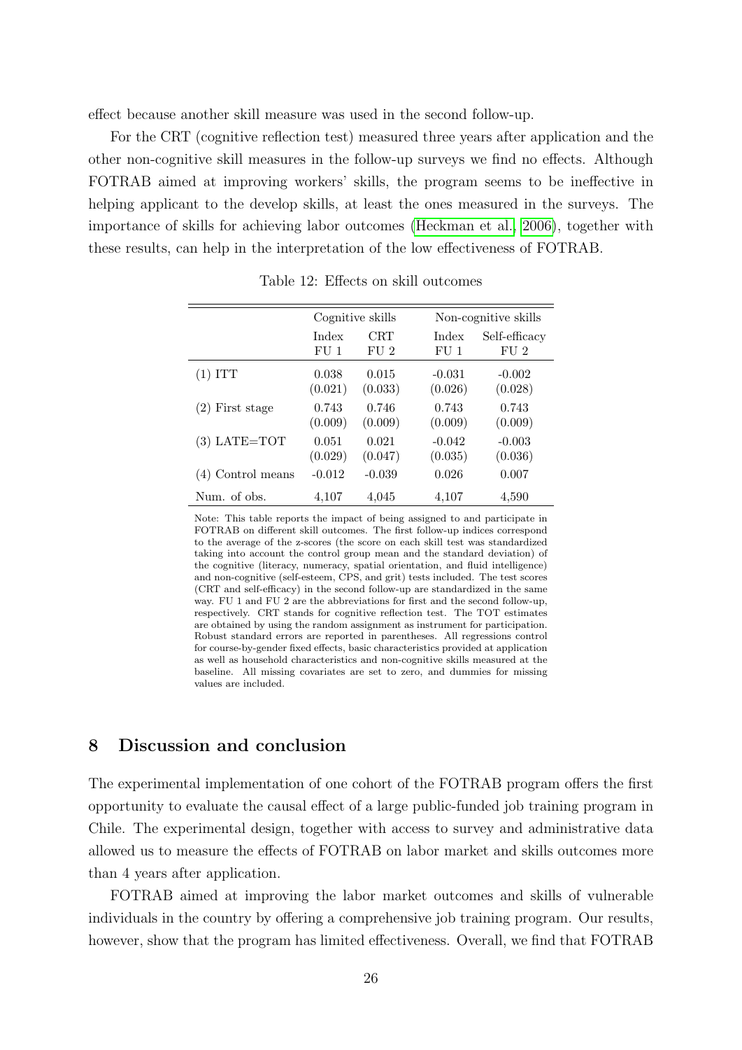effect because another skill measure was used in the second follow-up.

For the CRT (cognitive reflection test) measured three years after application and the other non-cognitive skill measures in the follow-up surveys we find no effects. Although FOTRAB aimed at improving workers' skills, the program seems to be ineffective in helping applicant to the develop skills, at least the ones measured in the surveys. The importance of skills for achieving labor outcomes (Heckman et al., 2006), together with these results, can help in the interpretation of the low effectiveness of FOTRAB.

Table 12: Effects on skill outcomes

| | Cognitive skills | | Non-cognitive skills | |
|---|---|---|---|---|
| | Index FU 1 | CRT FU 2 | Index FU 1 | Self-efficacy FU 2 |
| (1) ITT | 0.038 | 0.015 | -0.031 | -0.002 |
| | (0.021) | (0.033) | (0.026) | (0.028) |
| (2) First stage | 0.743 | 0.746 | 0.743 | 0.743 |
| | (0.009) | (0.009) | (0.009) | (0.009) |
| (3) LATE=TOT | 0.051 | 0.021 | -0.042 | -0.003 |
| | (0.029) | (0.047) | (0.035) | (0.036) |
| (4) Control means | -0.012 | -0.039 | 0.026 | 0.007 |
| Num. of obs. | 4,107 | 4,045 | 4,107 | 4,590 |

Note: This table reports the impact of being assigned to and participate in FOTRAB on different skill outcomes. The first follow-up indices correspond to the average of the z-scores (the score on each skill test was standardized taking into account the control group mean and the standard deviation) of the cognitive (literacy, numeracy, spatial orientation, and fluid intelligence) and non-cognitive (self-esteem, CPS, and grit) tests included. The test scores (CRT and self-efficacy) in the second follow-up are standardized in the same way. FU 1 and FU 2 are the abbreviations for first and the second follow-up, respectively. CRT stands for cognitive reflection test. The TOT estimates are obtained by using the random assignment as instrument for participation. Robust standard errors are reported in parentheses. All regressions control for course-by-gender fixed effects, basic characteristics provided at application as well as household characteristics and non-cognitive skills measured at the baseline. All missing covariates are set to zero, and dummies for missing values are included.

## 8 Discussion and conclusion

The experimental implementation of one cohort of the FOTRAB program offers the first opportunity to evaluate the causal effect of a large public-funded job training program in Chile. The experimental design, together with access to survey and administrative data allowed us to measure the effects of FOTRAB on labor market and skills outcomes more than 4 years after application.

FOTRAB aimed at improving the labor market outcomes and skills of vulnerable individuals in the country by offering a comprehensive job training program. Our results, however, show that the program has limited effectiveness. Overall, we find that FOTRAB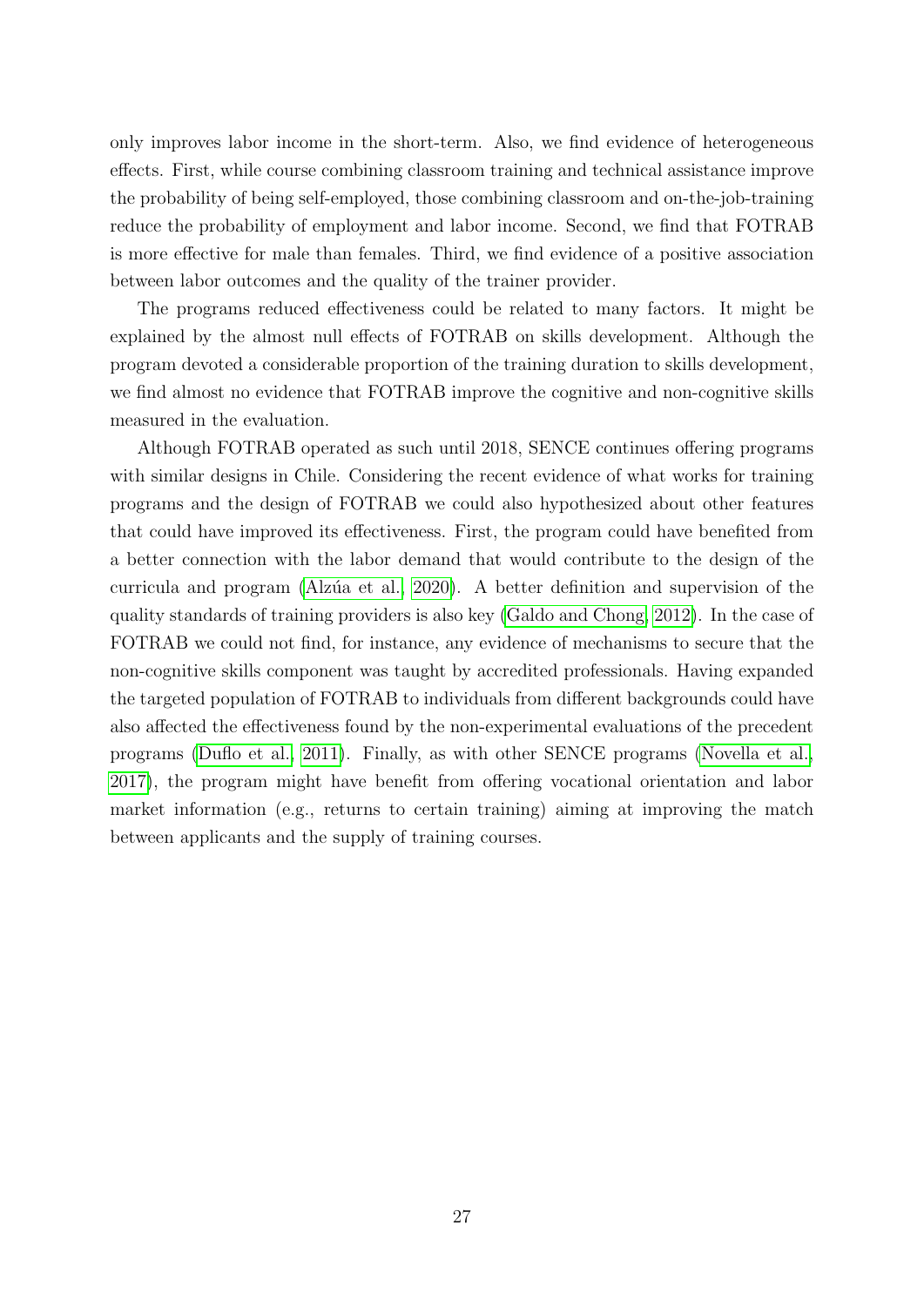only improves labor income in the short-term. Also, we find evidence of heterogeneous effects. First, while course combining classroom training and technical assistance improve the probability of being self-employed, those combining classroom and on-the-job-training reduce the probability of employment and labor income. Second, we find that FOTRAB is more effective for male than females. Third, we find evidence of a positive association between labor outcomes and the quality of the trainer provider.

The programs reduced effectiveness could be related to many factors. It might be explained by the almost null effects of FOTRAB on skills development. Although the program devoted a considerable proportion of the training duration to skills development, we find almost no evidence that FOTRAB improve the cognitive and non-cognitive skills measured in the evaluation.

Although FOTRAB operated as such until 2018, SENCE continues offering programs with similar designs in Chile. Considering the recent evidence of what works for training programs and the design of FOTRAB we could also hypothesized about other features that could have improved its effectiveness. First, the program could have benefited from a better connection with the labor demand that would contribute to the design of the curricula and program (Alzúa et al., 2020). A better definition and supervision of the quality standards of training providers is also key (Galdo and Chong, 2012). In the case of FOTRAB we could not find, for instance, any evidence of mechanisms to secure that the non-cognitive skills component was taught by accredited professionals. Having expanded the targeted population of FOTRAB to individuals from different backgrounds could have also affected the effectiveness found by the non-experimental evaluations of the precedent programs (Duflo et al., 2011). Finally, as with other SENCE programs (Novella et al., 2017), the program might have benefit from offering vocational orientation and labor market information (e.g., returns to certain training) aiming at improving the match between applicants and the supply of training courses.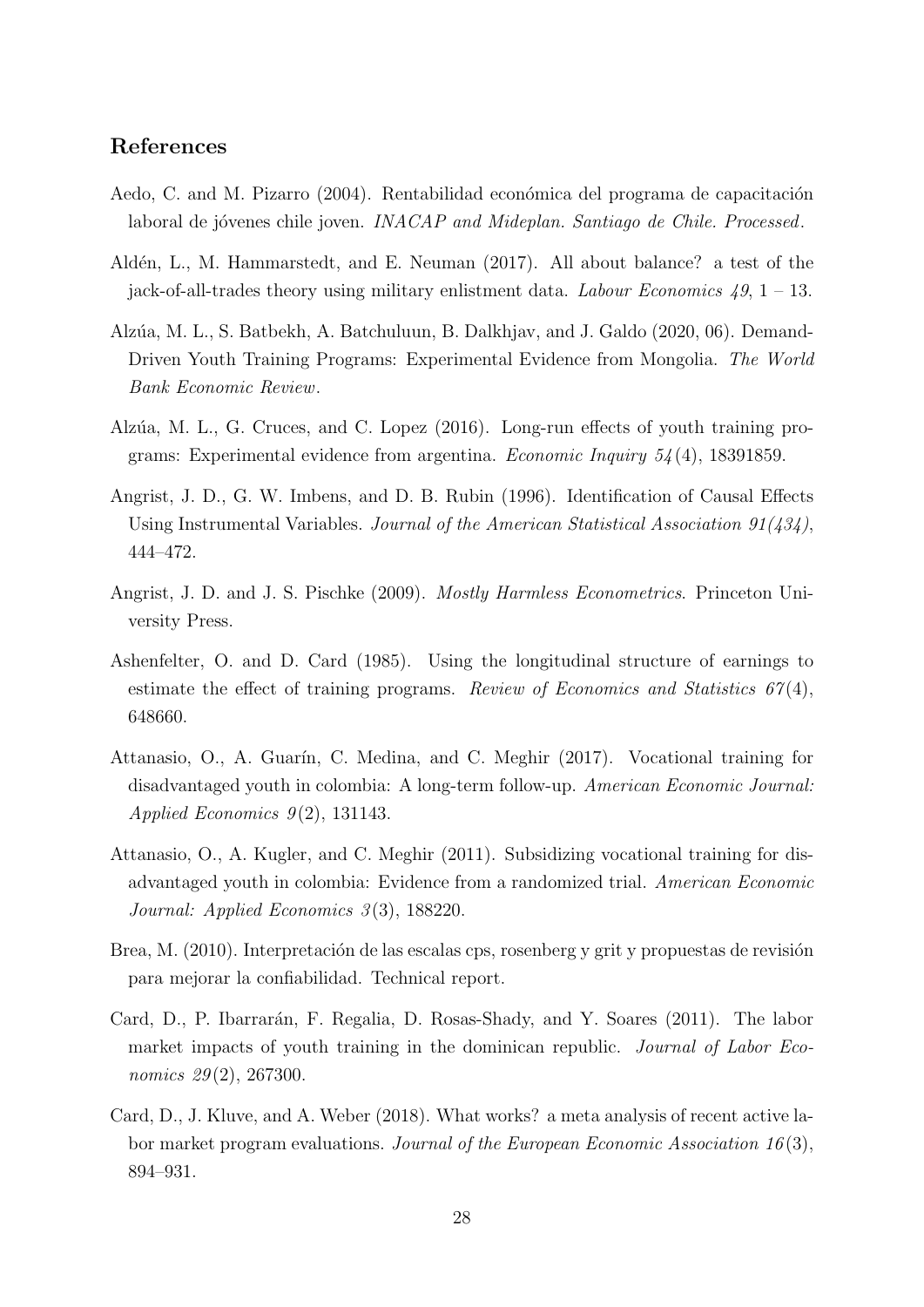## References

Aedo, C. and M. Pizarro (2004). Rentabilidad económica del programa de capacitación laboral de jóvenes chile joven. *INACAP and Mideplan. Santiago de Chile. Processed*.

Aldén, L., M. Hammarstedt, and E. Neuman (2017). All about balance? a test of the jack-of-all-trades theory using military enlistment data. *Labour Economics 49*, 1 – 13.

Alzúa, M. L., S. Batbekh, A. Batchuluun, B. Dalkhjav, and J. Galdo (2020, 06). Demand-Driven Youth Training Programs: Experimental Evidence from Mongolia. *The World Bank Economic Review*.

Alzúa, M. L., G. Cruces, and C. Lopez (2016). Long-run effects of youth training programs: Experimental evidence from argentina. *Economic Inquiry 54*(4), 18391859.

Angrist, J. D., G. W. Imbens, and D. B. Rubin (1996). Identification of Causal Effects Using Instrumental Variables. *Journal of the American Statistical Association 91(434)*, 444–472.

Angrist, J. D. and J. S. Pischke (2009). *Mostly Harmless Econometrics*. Princeton University Press.

Ashenfelter, O. and D. Card (1985). Using the longitudinal structure of earnings to estimate the effect of training programs. *Review of Economics and Statistics 67*(4), 648660.

Attanasio, O., A. Guarín, C. Medina, and C. Meghir (2017). Vocational training for disadvantaged youth in colombia: A long-term follow-up. *American Economic Journal: Applied Economics 9*(2), 131143.

Attanasio, O., A. Kugler, and C. Meghir (2011). Subsidizing vocational training for disadvantaged youth in colombia: Evidence from a randomized trial. *American Economic Journal: Applied Economics 3*(3), 188220.

Brea, M. (2010). Interpretación de las escalas cps, rosenberg y grit y propuestas de revisión para mejorar la confiabilidad. Technical report.

Card, D., P. Ibarrarán, F. Regalia, D. Rosas-Shady, and Y. Soares (2011). The labor market impacts of youth training in the dominican republic. *Journal of Labor Economics 29*(2), 267300.

Card, D., J. Kluve, and A. Weber (2018). What works? a meta analysis of recent active labor market program evaluations. *Journal of the European Economic Association 16*(3), 894–931.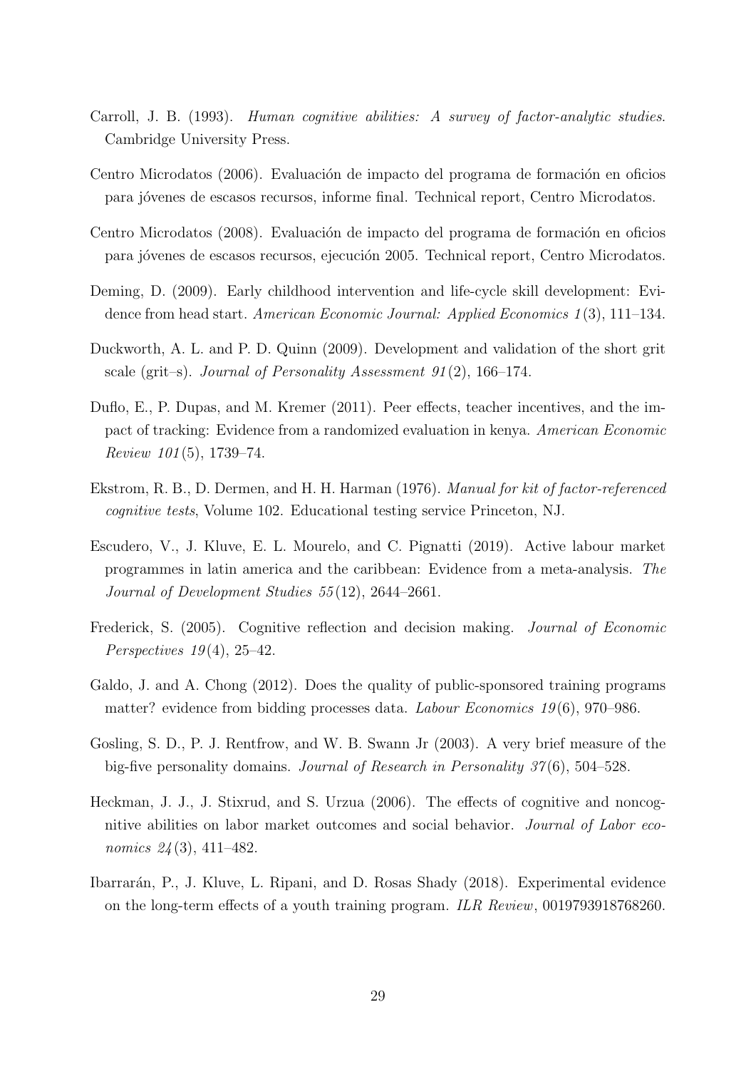Carroll, J. B. (1993). *Human cognitive abilities: A survey of factor-analytic studies*. Cambridge University Press.

Centro Microdatos (2006). Evaluación de impacto del programa de formación en oficios para jóvenes de escasos recursos, informe final. Technical report, Centro Microdatos.

Centro Microdatos (2008). Evaluación de impacto del programa de formación en oficios para jóvenes de escasos recursos, ejecución 2005. Technical report, Centro Microdatos.

Deming, D. (2009). Early childhood intervention and life-cycle skill development: Evidence from head start. *American Economic Journal: Applied Economics 1*(3), 111–134.

Duckworth, A. L. and P. D. Quinn (2009). Development and validation of the short grit scale (grit–s). *Journal of Personality Assessment 91*(2), 166–174.

Duflo, E., P. Dupas, and M. Kremer (2011). Peer effects, teacher incentives, and the impact of tracking: Evidence from a randomized evaluation in kenya. *American Economic Review 101*(5), 1739–74.

Ekstrom, R. B., D. Dermen, and H. H. Harman (1976). *Manual for kit of factor-referenced cognitive tests*, Volume 102. Educational testing service Princeton, NJ.

Escudero, V., J. Kluve, E. L. Mourelo, and C. Pignatti (2019). Active labour market programmes in latin america and the caribbean: Evidence from a meta-analysis. *The Journal of Development Studies 55*(12), 2644–2661.

Frederick, S. (2005). Cognitive reflection and decision making. *Journal of Economic Perspectives 19*(4), 25–42.

Galdo, J. and A. Chong (2012). Does the quality of public-sponsored training programs matter? evidence from bidding processes data. *Labour Economics 19*(6), 970–986.

Gosling, S. D., P. J. Rentfrow, and W. B. Swann Jr (2003). A very brief measure of the big-five personality domains. *Journal of Research in Personality 37*(6), 504–528.

Heckman, J. J., J. Stixrud, and S. Urzua (2006). The effects of cognitive and noncognitive abilities on labor market outcomes and social behavior. *Journal of Labor economics 24*(3), 411–482.

Ibarrarán, P., J. Kluve, L. Ripani, and D. Rosas Shady (2018). Experimental evidence on the long-term effects of a youth training program. *ILR Review*, 0019793918768260.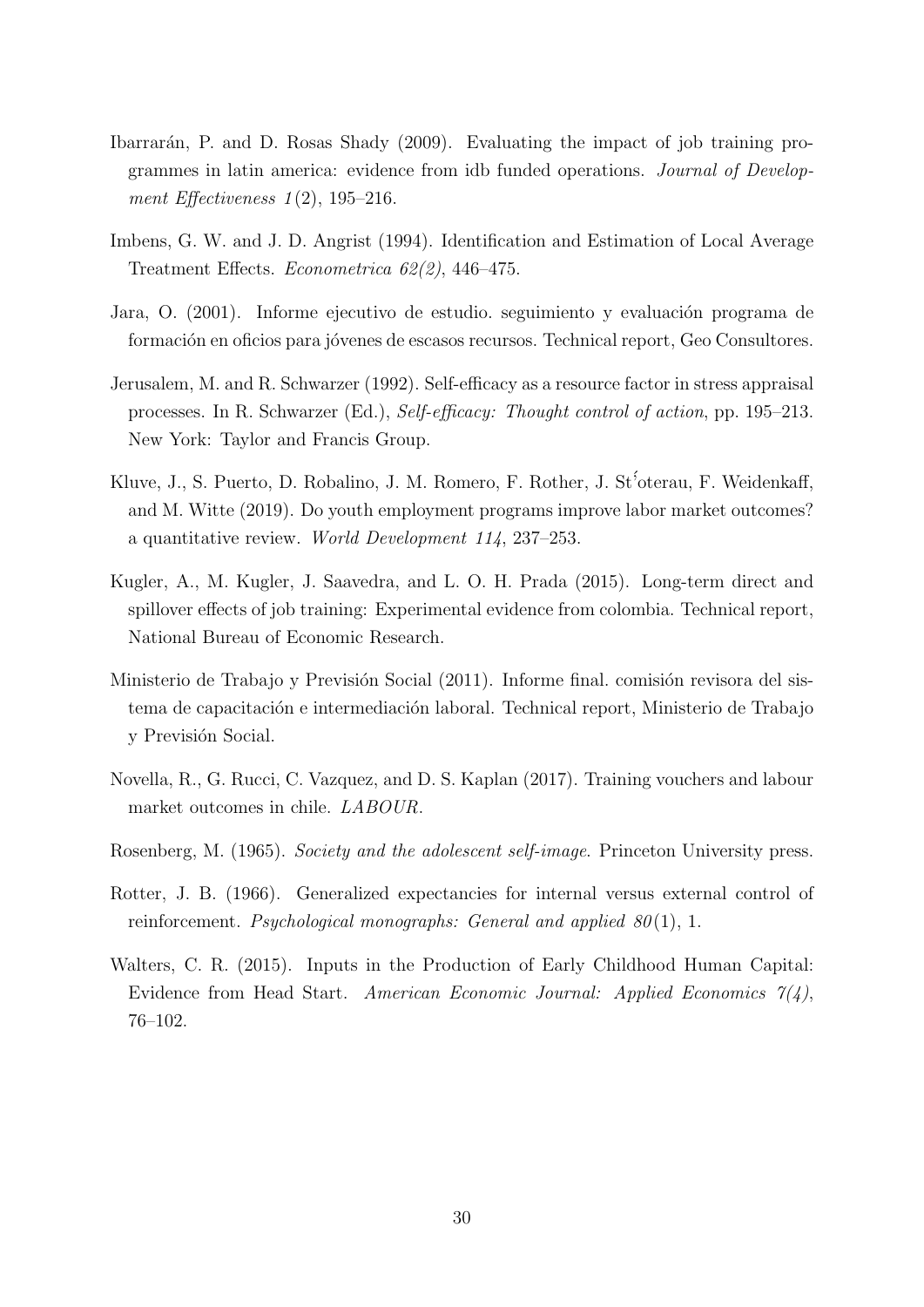Ibarrarán, P. and D. Rosas Shady (2009). Evaluating the impact of job training programmes in latin america: evidence from idb funded operations. *Journal of Development Effectiveness 1*(2), 195–216.

Imbens, G. W. and J. D. Angrist (1994). Identification and Estimation of Local Average Treatment Effects. *Econometrica 62(2)*, 446–475.

Jara, O. (2001). Informe ejecutivo de estudio. seguimiento y evaluación programa de formación en oficios para jóvenes de escasos recursos. Technical report, Geo Consultores.

Jerusalem, M. and R. Schwarzer (1992). Self-efficacy as a resource factor in stress appraisal processes. In R. Schwarzer (Ed.), *Self-efficacy: Thought control of action*, pp. 195–213. New York: Taylor and Francis Group.

Kluve, J., S. Puerto, D. Robalino, J. M. Romero, F. Rother, J. Stóterau, F. Weidenkaff, and M. Witte (2019). Do youth employment programs improve labor market outcomes? a quantitative review. *World Development 114*, 237–253.

Kugler, A., M. Kugler, J. Saavedra, and L. O. H. Prada (2015). Long-term direct and spillover effects of job training: Experimental evidence from colombia. Technical report, National Bureau of Economic Research.

Ministerio de Trabajo y Previsión Social (2011). Informe final. comisión revisora del sistema de capacitación e intermediación laboral. Technical report, Ministerio de Trabajo y Previsión Social.

Novella, R., G. Rucci, C. Vazquez, and D. S. Kaplan (2017). Training vouchers and labour market outcomes in chile. *LABOUR*.

Rosenberg, M. (1965). *Society and the adolescent self-image*. Princeton University press.

Rotter, J. B. (1966). Generalized expectancies for internal versus external control of reinforcement. *Psychological monographs: General and applied 80*(1), 1.

Walters, C. R. (2015). Inputs in the Production of Early Childhood Human Capital: Evidence from Head Start. *American Economic Journal: Applied Economics 7(4)*, 76–102.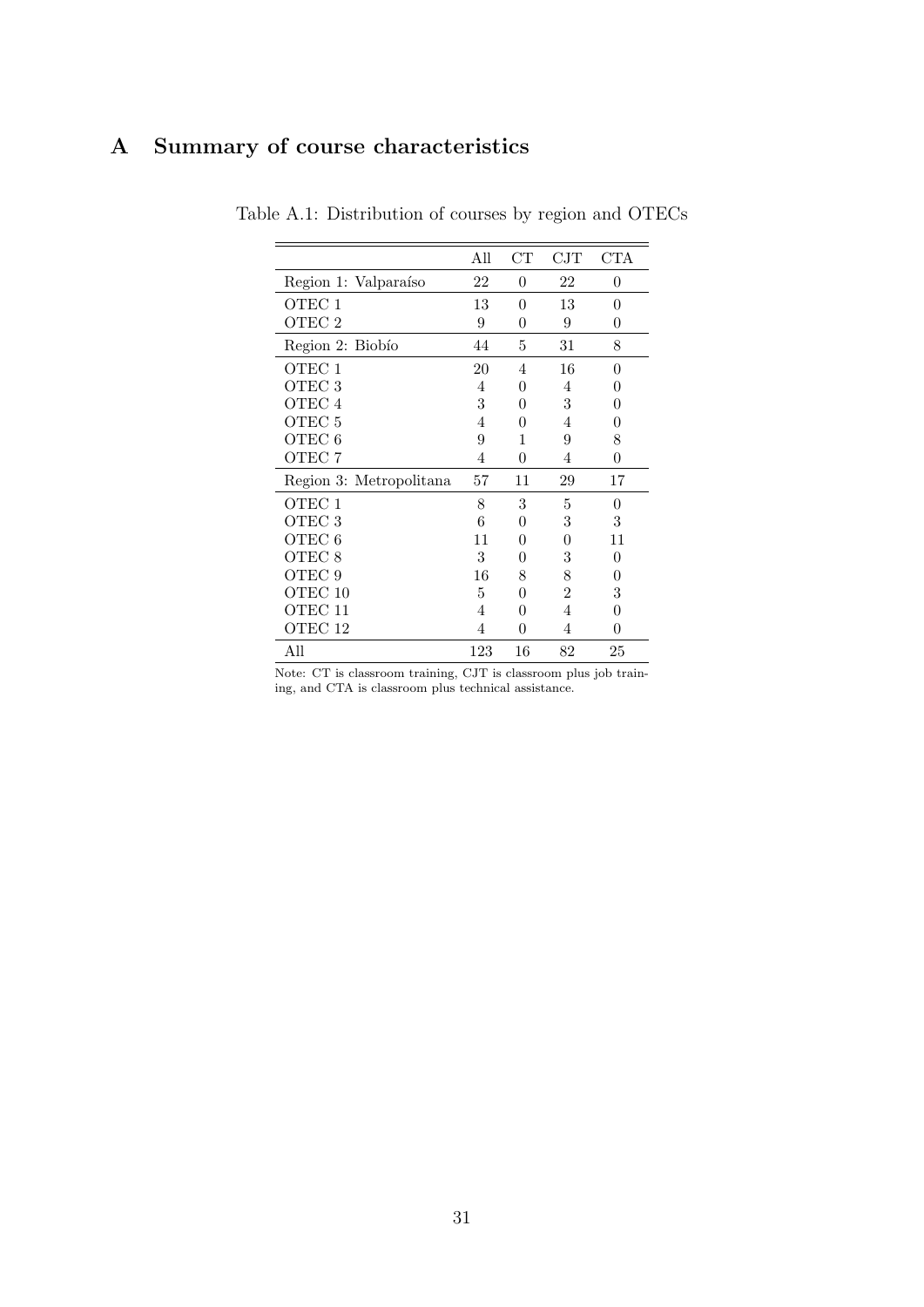# A Summary of course characteristics

Table A.1: Distribution of courses by region and OTECs

| | All | CT | CJT | CTA |
|---|---|---|---|---|
| Region 1: Valparaíso | 22 | 0 | 22 | 0 |
| OTEC 1 | 13 | 0 | 13 | 0 |
| OTEC 2 | 9 | 0 | 9 | 0 |
| Region 2: Biobío | 44 | 5 | 31 | 8 |
| OTEC 1 | 20 | 4 | 16 | 0 |
| OTEC 3 | 4 | 0 | 4 | 0 |
| OTEC 4 | 3 | 0 | 3 | 0 |
| OTEC 5 | 4 | 0 | 4 | 0 |
| OTEC 6 | 9 | 1 | 9 | 8 |
| OTEC 7 | 4 | 0 | 4 | 0 |
| Region 3: Metropolitana | 57 | 11 | 29 | 17 |
| OTEC 1 | 8 | 3 | 5 | 0 |
| OTEC 3 | 6 | 0 | 3 | 3 |
| OTEC 6 | 11 | 0 | 0 | 11 |
| OTEC 8 | 3 | 0 | 3 | 0 |
| OTEC 9 | 16 | 8 | 8 | 0 |
| OTEC 10 | 5 | 0 | 2 | 3 |
| OTEC 11 | 4 | 0 | 4 | 0 |
| OTEC 12 | 4 | 0 | 4 | 0 |
| All | 123 | 16 | 82 | 25 |

Note: CT is classroom training, CJT is classroom plus job training, and CTA is classroom plus technical assistance.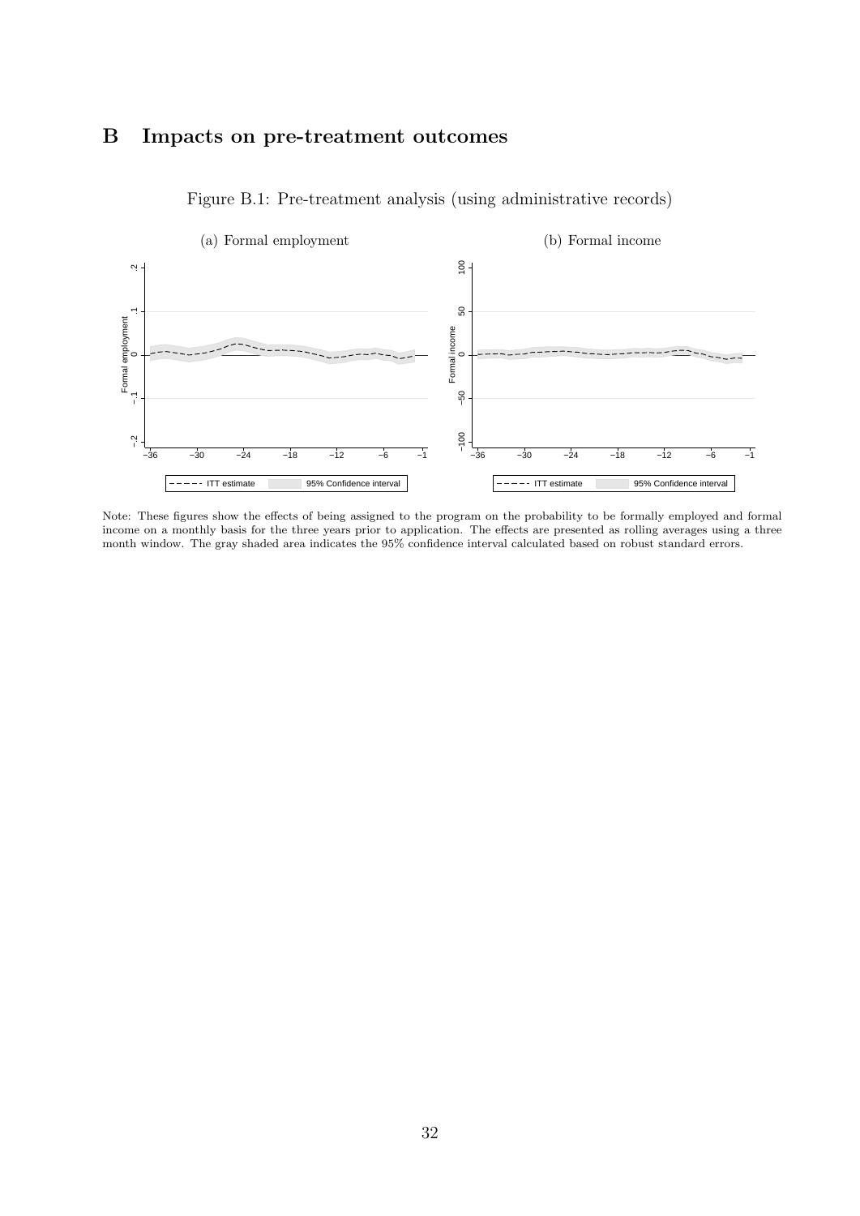# B Impacts on pre-treatment outcomes

Figure B.1: Pre-treatment analysis (using administrative records)

(a) Formal employment

(b) Formal income

Note: These figures show the effects of being assigned to the program on the probability to be formally employed and formal income on a monthly basis for the three years prior to application. The effects are presented as rolling averages using a three month window. The gray shaded area indicates the 95% confidence interval calculated based on robust standard errors.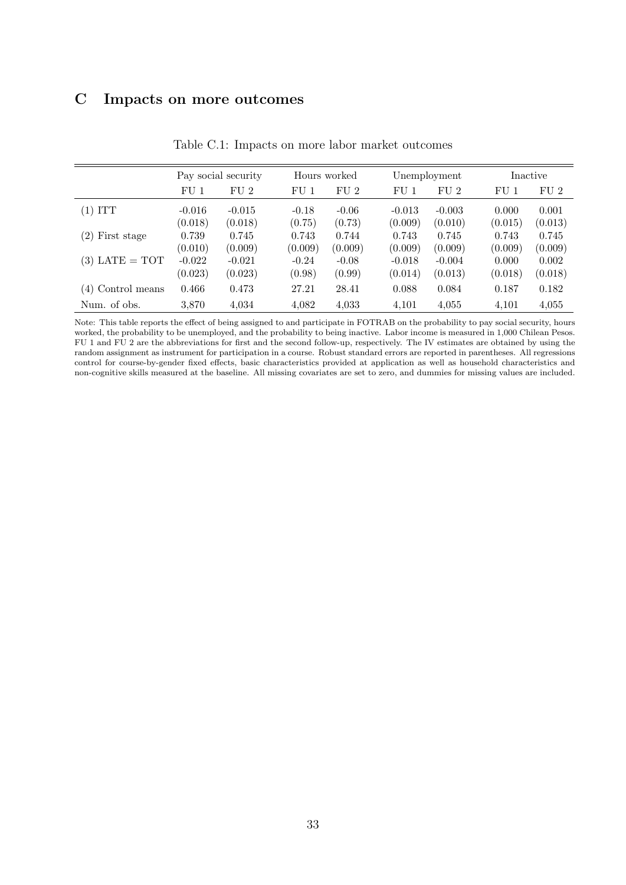# C Impacts on more outcomes

Table C.1: Impacts on more labor market outcomes

| | Pay social security | | Hours worked | | Unemployment | | Inactive | |
|---|---|---|---|---|---|---|---|---|
| | FU 1 | FU 2 | FU 1 | FU 2 | FU 1 | FU 2 | FU 1 | FU 2 |
| (1) ITT | -0.016 | -0.015 | -0.18 | -0.06 | -0.013 | -0.003 | 0.000 | 0.001 |
| | (0.018) | (0.018) | (0.75) | (0.73) | (0.009) | (0.010) | (0.015) | (0.013) |
| (2) First stage | 0.739 | 0.745 | 0.743 | 0.744 | 0.743 | 0.745 | 0.743 | 0.745 |
| | (0.010) | (0.009) | (0.009) | (0.009) | (0.009) | (0.009) | (0.009) | (0.009) |
| (3) LATE = TOT | -0.022 | -0.021 | -0.24 | -0.08 | -0.018 | -0.004 | 0.000 | 0.002 |
| | (0.023) | (0.023) | (0.98) | (0.99) | (0.014) | (0.013) | (0.018) | (0.018) |
| (4) Control means | 0.466 | 0.473 | 27.21 | 28.41 | 0.088 | 0.084 | 0.187 | 0.182 |
| Num. of obs. | 3,870 | 4,034 | 4,082 | 4,033 | 4,101 | 4,055 | 4,101 | 4,055 |

Note: This table reports the effect of being assigned to and participate in FOTRAB on the probability to pay social security, hours worked, the probability to be unemployed, and the probability to being inactive. Labor income is measured in 1,000 Chilean Pesos. FU 1 and FU 2 are the abbreviations for first and the second follow-up, respectively. The IV estimates are obtained by using the random assignment as instrument for participation in a course. Robust standard errors are reported in parentheses. All regressions control for course-by-gender fixed effects, basic characteristics provided at application as well as household characteristics and non-cognitive skills measured at the baseline. All missing covariates are set to zero, and dummies for missing values are included.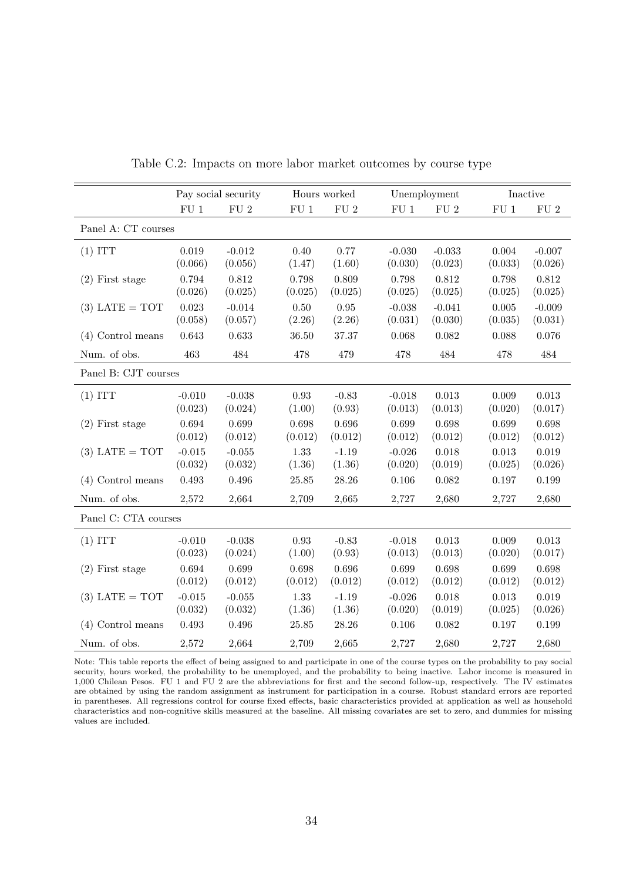Table C.2: Impacts on more labor market outcomes by course type

| | Pay social security | | Hours worked | | Unemployment | | Inactive | |
|---|---|---|---|---|---|---|---|---|
| | FU 1 | FU 2 | FU 1 | FU 2 | FU 1 | FU 2 | FU 1 | FU 2 |
| Panel A: CT courses | | | | | | | | |
| (1) ITT | 0.019 | -0.012 | 0.40 | 0.77 | -0.030 | -0.033 | 0.004 | -0.007 |
| | (0.066) | (0.056) | (1.47) | (1.60) | (0.030) | (0.023) | (0.033) | (0.026) |
| (2) First stage | 0.794 | 0.812 | 0.798 | 0.809 | 0.798 | 0.812 | 0.798 | 0.812 |
| | (0.026) | (0.025) | (0.025) | (0.025) | (0.025) | (0.025) | (0.025) | (0.025) |
| (3) LATE = TOT | 0.023 | -0.014 | 0.50 | 0.95 | -0.038 | -0.041 | 0.005 | -0.009 |
| | (0.058) | (0.057) | (2.26) | (2.26) | (0.031) | (0.030) | (0.035) | (0.031) |
| (4) Control means | 0.643 | 0.633 | 36.50 | 37.37 | 0.068 | 0.082 | 0.088 | 0.076 |
| Num. of obs. | 463 | 484 | 478 | 479 | 478 | 484 | 478 | 484 |
| Panel B: CJT courses | | | | | | | | |
| (1) ITT | -0.010 | -0.038 | 0.93 | -0.83 | -0.018 | 0.013 | 0.009 | 0.013 |
| | (0.023) | (0.024) | (1.00) | (0.93) | (0.013) | (0.013) | (0.020) | (0.017) |
| (2) First stage | 0.694 | 0.699 | 0.698 | 0.696 | 0.699 | 0.698 | 0.699 | 0.698 |
| | (0.012) | (0.012) | (0.012) | (0.012) | (0.012) | (0.012) | (0.012) | (0.012) |
| (3) LATE = TOT | -0.015 | -0.055 | 1.33 | -1.19 | -0.026 | 0.018 | 0.013 | 0.019 |
| | (0.032) | (0.032) | (1.36) | (1.36) | (0.020) | (0.019) | (0.025) | (0.026) |
| (4) Control means | 0.493 | 0.496 | 25.85 | 28.26 | 0.106 | 0.082 | 0.197 | 0.199 |
| Num. of obs. | 2,572 | 2,664 | 2,709 | 2,665 | 2,727 | 2,680 | 2,727 | 2,680 |
| Panel C: CTA courses | | | | | | | | |
| (1) ITT | -0.010 | -0.038 | 0.93 | -0.83 | -0.018 | 0.013 | 0.009 | 0.013 |
| | (0.023) | (0.024) | (1.00) | (0.93) | (0.013) | (0.013) | (0.020) | (0.017) |
| (2) First stage | 0.694 | 0.699 | 0.698 | 0.696 | 0.699 | 0.698 | 0.699 | 0.698 |
| | (0.012) | (0.012) | (0.012) | (0.012) | (0.012) | (0.012) | (0.012) | (0.012) |
| (3) LATE = TOT | -0.015 | -0.055 | 1.33 | -1.19 | -0.026 | 0.018 | 0.013 | 0.019 |
| | (0.032) | (0.032) | (1.36) | (1.36) | (0.020) | (0.019) | (0.025) | (0.026) |
| (4) Control means | 0.493 | 0.496 | 25.85 | 28.26 | 0.106 | 0.082 | 0.197 | 0.199 |
| Num. of obs. | 2,572 | 2,664 | 2,709 | 2,665 | 2,727 | 2,680 | 2,727 | 2,680 |

Note: This table reports the effect of being assigned to and participate in one of the course types on the probability to pay social security, hours worked, the probability to be unemployed, and the probability to being inactive. Labor income is measured in 1,000 Chilean Pesos. FU 1 and FU 2 are the abbreviations for first and the second follow-up, respectively. The IV estimates are obtained by using the random assignment as instrument for participation in a course. Robust standard errors are reported in parentheses. All regressions control for course fixed effects, basic characteristics provided at application as well as household characteristics and non-cognitive skills measured at the baseline. All missing covariates are set to zero, and dummies for missing values are included.